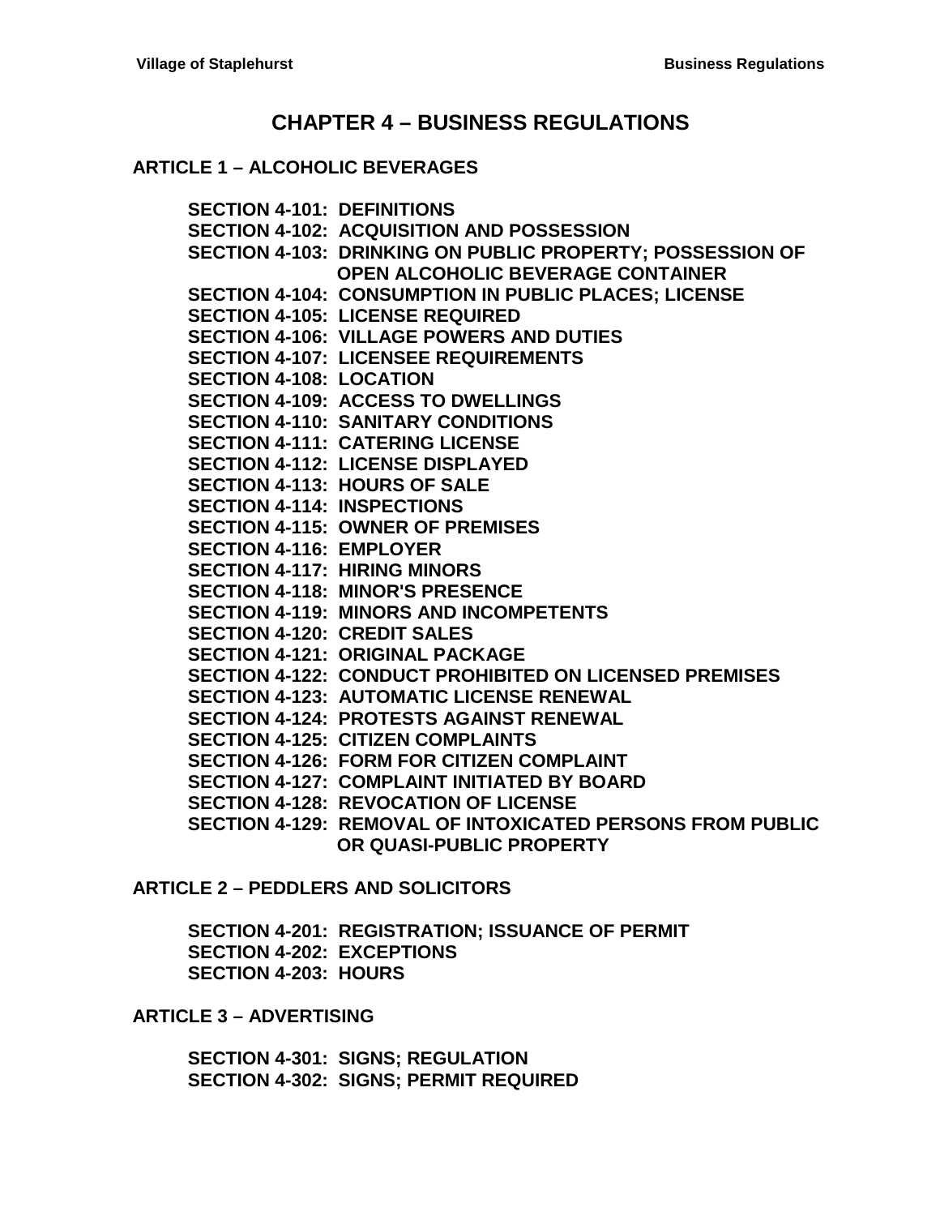# CHAPTER 4 – BUSINESS REGULATIONS

## ARTICLE 1 – ALCOHOLIC BEVERAGES

**SECTION 4-101: DEFINITIONS**
**SECTION 4-102: ACQUISITION AND POSSESSION**
**SECTION 4-103: DRINKING ON PUBLIC PROPERTY; POSSESSION OF OPEN ALCOHOLIC BEVERAGE CONTAINER**
**SECTION 4-104: CONSUMPTION IN PUBLIC PLACES; LICENSE**
**SECTION 4-105: LICENSE REQUIRED**
**SECTION 4-106: VILLAGE POWERS AND DUTIES**
**SECTION 4-107: LICENSEE REQUIREMENTS**
**SECTION 4-108: LOCATION**
**SECTION 4-109: ACCESS TO DWELLINGS**
**SECTION 4-110: SANITARY CONDITIONS**
**SECTION 4-111: CATERING LICENSE**
**SECTION 4-112: LICENSE DISPLAYED**
**SECTION 4-113: HOURS OF SALE**
**SECTION 4-114: INSPECTIONS**
**SECTION 4-115: OWNER OF PREMISES**
**SECTION 4-116: EMPLOYER**
**SECTION 4-117: HIRING MINORS**
**SECTION 4-118: MINOR'S PRESENCE**
**SECTION 4-119: MINORS AND INCOMPETENTS**
**SECTION 4-120: CREDIT SALES**
**SECTION 4-121: ORIGINAL PACKAGE**
**SECTION 4-122: CONDUCT PROHIBITED ON LICENSED PREMISES**
**SECTION 4-123: AUTOMATIC LICENSE RENEWAL**
**SECTION 4-124: PROTESTS AGAINST RENEWAL**
**SECTION 4-125: CITIZEN COMPLAINTS**
**SECTION 4-126: FORM FOR CITIZEN COMPLAINT**
**SECTION 4-127: COMPLAINT INITIATED BY BOARD**
**SECTION 4-128: REVOCATION OF LICENSE**
**SECTION 4-129: REMOVAL OF INTOXICATED PERSONS FROM PUBLIC OR QUASI-PUBLIC PROPERTY**

## ARTICLE 2 – PEDDLERS AND SOLICITORS

**SECTION 4-201: REGISTRATION; ISSUANCE OF PERMIT**
**SECTION 4-202: EXCEPTIONS**
**SECTION 4-203: HOURS**

## ARTICLE 3 – ADVERTISING

**SECTION 4-301: SIGNS; REGULATION**
**SECTION 4-302: SIGNS; PERMIT REQUIRED**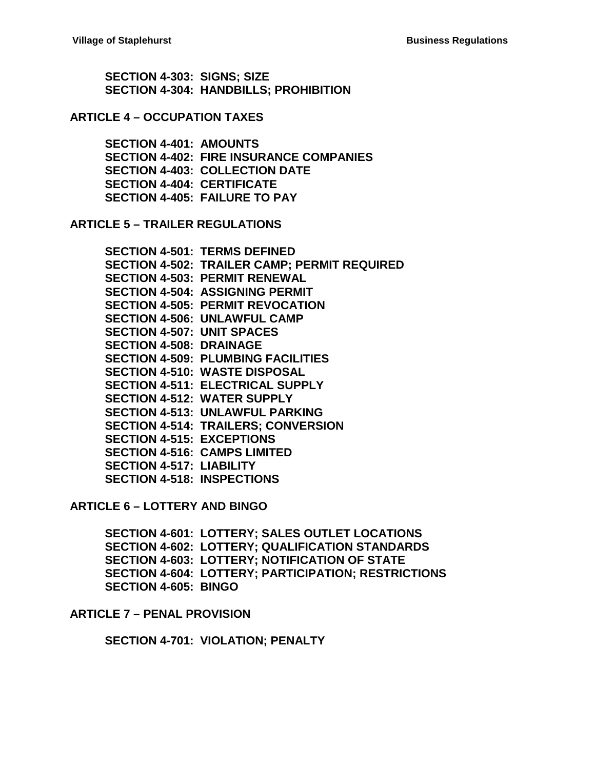**SECTION 4-303: SIGNS; SIZE**
**SECTION 4-304: HANDBILLS; PROHIBITION**

## ARTICLE 4 – OCCUPATION TAXES

**SECTION 4-401: AMOUNTS**
**SECTION 4-402: FIRE INSURANCE COMPANIES**
**SECTION 4-403: COLLECTION DATE**
**SECTION 4-404: CERTIFICATE**
**SECTION 4-405: FAILURE TO PAY**

## ARTICLE 5 – TRAILER REGULATIONS

**SECTION 4-501: TERMS DEFINED**
**SECTION 4-502: TRAILER CAMP; PERMIT REQUIRED**
**SECTION 4-503: PERMIT RENEWAL**
**SECTION 4-504: ASSIGNING PERMIT**
**SECTION 4-505: PERMIT REVOCATION**
**SECTION 4-506: UNLAWFUL CAMP**
**SECTION 4-507: UNIT SPACES**
**SECTION 4-508: DRAINAGE**
**SECTION 4-509: PLUMBING FACILITIES**
**SECTION 4-510: WASTE DISPOSAL**
**SECTION 4-511: ELECTRICAL SUPPLY**
**SECTION 4-512: WATER SUPPLY**
**SECTION 4-513: UNLAWFUL PARKING**
**SECTION 4-514: TRAILERS; CONVERSION**
**SECTION 4-515: EXCEPTIONS**
**SECTION 4-516: CAMPS LIMITED**
**SECTION 4-517: LIABILITY**
**SECTION 4-518: INSPECTIONS**

## ARTICLE 6 – LOTTERY AND BINGO

**SECTION 4-601: LOTTERY; SALES OUTLET LOCATIONS**
**SECTION 4-602: LOTTERY; QUALIFICATION STANDARDS**
**SECTION 4-603: LOTTERY; NOTIFICATION OF STATE**
**SECTION 4-604: LOTTERY; PARTICIPATION; RESTRICTIONS**
**SECTION 4-605: BINGO**

## ARTICLE 7 – PENAL PROVISION

**SECTION 4-701: VIOLATION; PENALTY**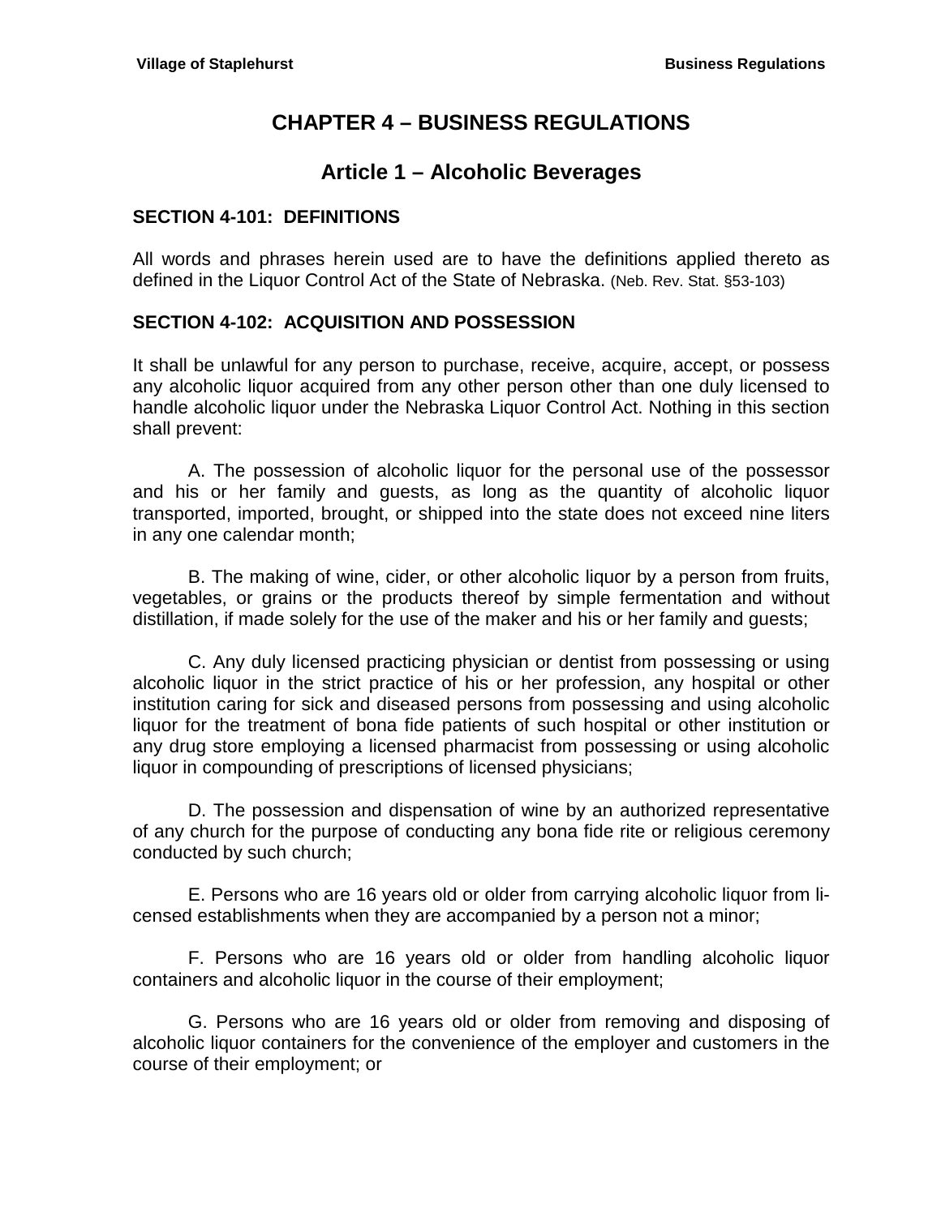# CHAPTER 4 – BUSINESS REGULATIONS

## Article 1 – Alcoholic Beverages

### SECTION 4-101: DEFINITIONS

All words and phrases herein used are to have the definitions applied thereto as defined in the Liquor Control Act of the State of Nebraska. (Neb. Rev. Stat. §53-103)

### SECTION 4-102: ACQUISITION AND POSSESSION

It shall be unlawful for any person to purchase, receive, acquire, accept, or possess any alcoholic liquor acquired from any other person other than one duly licensed to handle alcoholic liquor under the Nebraska Liquor Control Act. Nothing in this section shall prevent:

A. The possession of alcoholic liquor for the personal use of the possessor and his or her family and guests, as long as the quantity of alcoholic liquor transported, imported, brought, or shipped into the state does not exceed nine liters in any one calendar month;

B. The making of wine, cider, or other alcoholic liquor by a person from fruits, vegetables, or grains or the products thereof by simple fermentation and without distillation, if made solely for the use of the maker and his or her family and guests;

C. Any duly licensed practicing physician or dentist from possessing or using alcoholic liquor in the strict practice of his or her profession, any hospital or other institution caring for sick and diseased persons from possessing and using alcoholic liquor for the treatment of bona fide patients of such hospital or other institution or any drug store employing a licensed pharmacist from possessing or using alcoholic liquor in compounding of prescriptions of licensed physicians;

D. The possession and dispensation of wine by an authorized representative of any church for the purpose of conducting any bona fide rite or religious ceremony conducted by such church;

E. Persons who are 16 years old or older from carrying alcoholic liquor from licensed establishments when they are accompanied by a person not a minor;

F. Persons who are 16 years old or older from handling alcoholic liquor containers and alcoholic liquor in the course of their employment;

G. Persons who are 16 years old or older from removing and disposing of alcoholic liquor containers for the convenience of the employer and customers in the course of their employment; or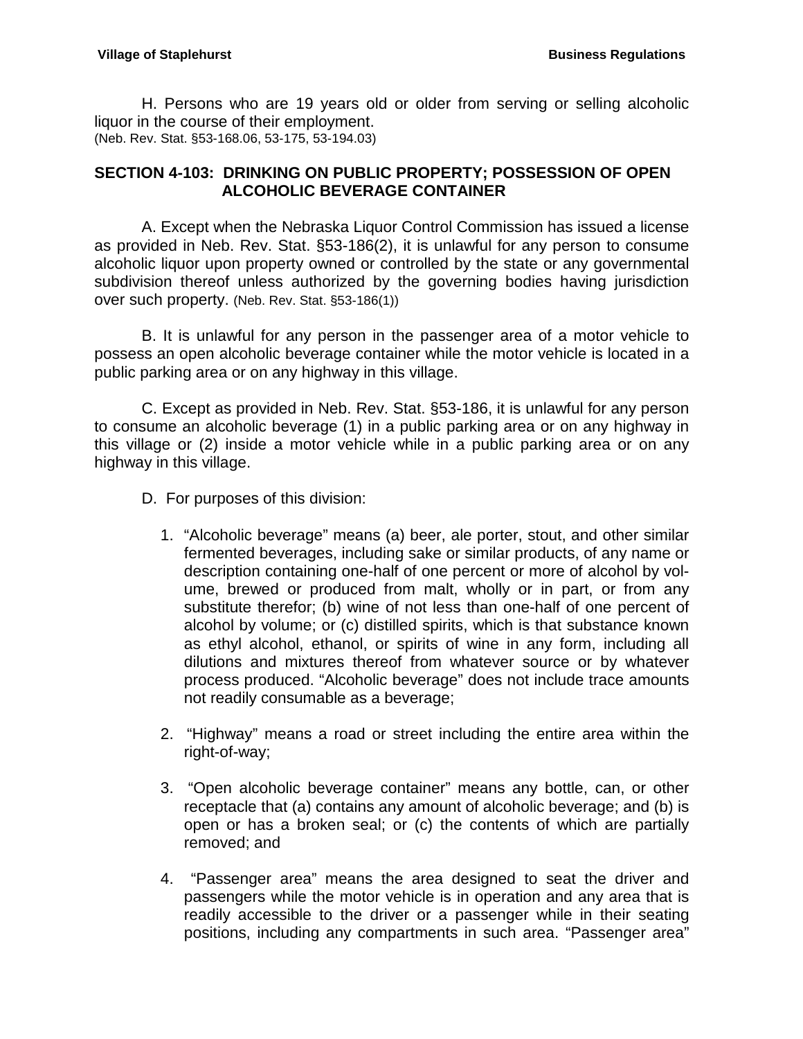H. Persons who are 19 years old or older from serving or selling alcoholic liquor in the course of their employment.
(Neb. Rev. Stat. §53-168.06, 53-175, 53-194.03)

## SECTION 4-103: DRINKING ON PUBLIC PROPERTY; POSSESSION OF OPEN ALCOHOLIC BEVERAGE CONTAINER

A. Except when the Nebraska Liquor Control Commission has issued a license as provided in Neb. Rev. Stat. §53-186(2), it is unlawful for any person to consume alcoholic liquor upon property owned or controlled by the state or any governmental subdivision thereof unless authorized by the governing bodies having jurisdiction over such property. (Neb. Rev. Stat. §53-186(1))

B. It is unlawful for any person in the passenger area of a motor vehicle to possess an open alcoholic beverage container while the motor vehicle is located in a public parking area or on any highway in this village.

C. Except as provided in Neb. Rev. Stat. §53-186, it is unlawful for any person to consume an alcoholic beverage (1) in a public parking area or on any highway in this village or (2) inside a motor vehicle while in a public parking area or on any highway in this village.

D. For purposes of this division:

1. "Alcoholic beverage" means (a) beer, ale porter, stout, and other similar fermented beverages, including sake or similar products, of any name or description containing one-half of one percent or more of alcohol by volume, brewed or produced from malt, wholly or in part, or from any substitute therefor; (b) wine of not less than one-half of one percent of alcohol by volume; or (c) distilled spirits, which is that substance known as ethyl alcohol, ethanol, or spirits of wine in any form, including all dilutions and mixtures thereof from whatever source or by whatever process produced. "Alcoholic beverage" does not include trace amounts not readily consumable as a beverage;

2. "Highway" means a road or street including the entire area within the right-of-way;

3. "Open alcoholic beverage container" means any bottle, can, or other receptacle that (a) contains any amount of alcoholic beverage; and (b) is open or has a broken seal; or (c) the contents of which are partially removed; and

4. "Passenger area" means the area designed to seat the driver and passengers while the motor vehicle is in operation and any area that is readily accessible to the driver or a passenger while in their seating positions, including any compartments in such area. "Passenger area"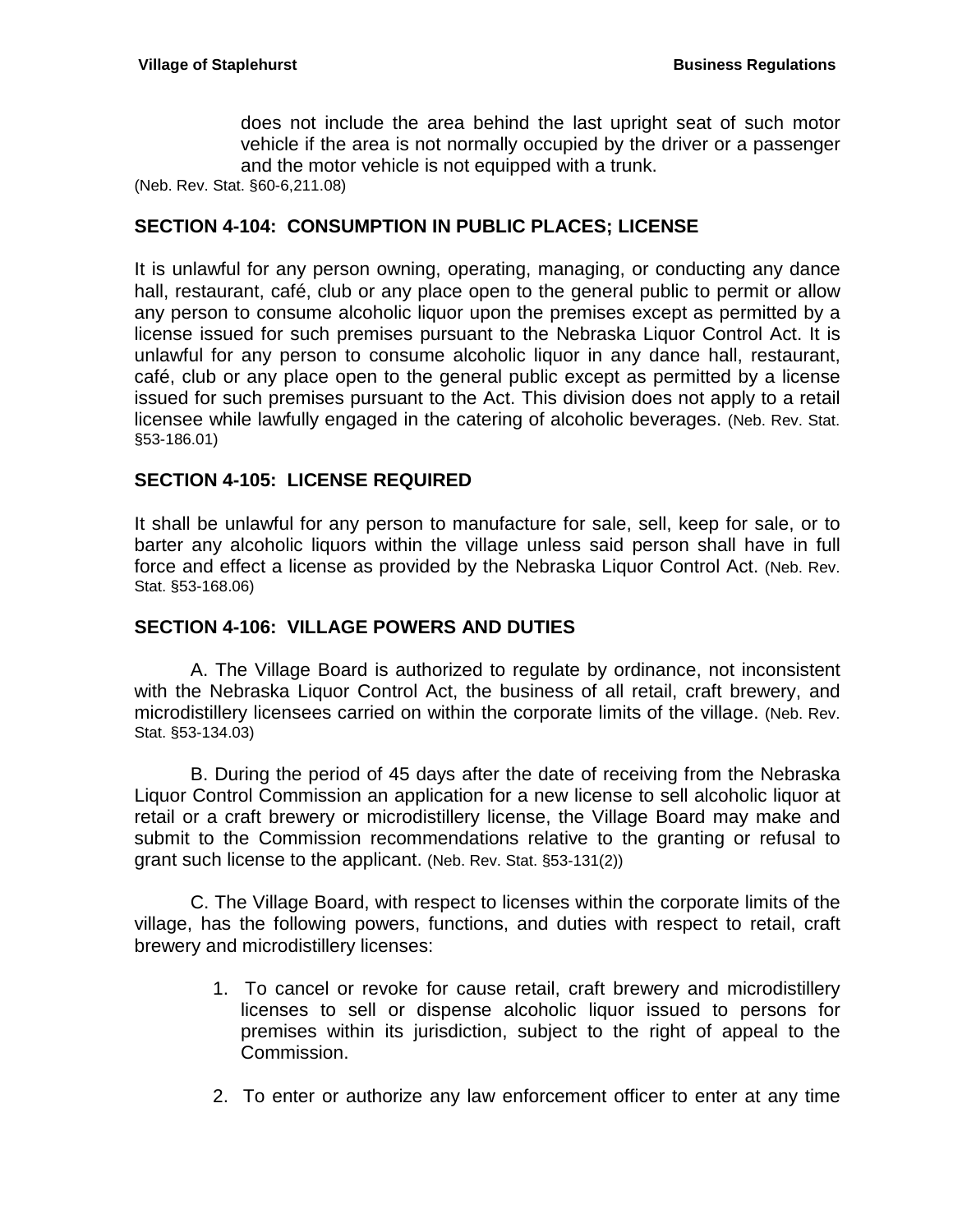does not include the area behind the last upright seat of such motor vehicle if the area is not normally occupied by the driver or a passenger and the motor vehicle is not equipped with a trunk.

(Neb. Rev. Stat. §60-6,211.08)

## SECTION 4-104: CONSUMPTION IN PUBLIC PLACES; LICENSE

It is unlawful for any person owning, operating, managing, or conducting any dance hall, restaurant, café, club or any place open to the general public to permit or allow any person to consume alcoholic liquor upon the premises except as permitted by a license issued for such premises pursuant to the Nebraska Liquor Control Act. It is unlawful for any person to consume alcoholic liquor in any dance hall, restaurant, café, club or any place open to the general public except as permitted by a license issued for such premises pursuant to the Act. This division does not apply to a retail licensee while lawfully engaged in the catering of alcoholic beverages. (Neb. Rev. Stat. §53-186.01)

## SECTION 4-105: LICENSE REQUIRED

It shall be unlawful for any person to manufacture for sale, sell, keep for sale, or to barter any alcoholic liquors within the village unless said person shall have in full force and effect a license as provided by the Nebraska Liquor Control Act. (Neb. Rev. Stat. §53-168.06)

## SECTION 4-106: VILLAGE POWERS AND DUTIES

A. The Village Board is authorized to regulate by ordinance, not inconsistent with the Nebraska Liquor Control Act, the business of all retail, craft brewery, and microdistillery licensees carried on within the corporate limits of the village. (Neb. Rev. Stat. §53-134.03)

B. During the period of 45 days after the date of receiving from the Nebraska Liquor Control Commission an application for a new license to sell alcoholic liquor at retail or a craft brewery or microdistillery license, the Village Board may make and submit to the Commission recommendations relative to the granting or refusal to grant such license to the applicant. (Neb. Rev. Stat. §53-131(2))

C. The Village Board, with respect to licenses within the corporate limits of the village, has the following powers, functions, and duties with respect to retail, craft brewery and microdistillery licenses:

1. To cancel or revoke for cause retail, craft brewery and microdistillery licenses to sell or dispense alcoholic liquor issued to persons for premises within its jurisdiction, subject to the right of appeal to the Commission.
2. To enter or authorize any law enforcement officer to enter at any time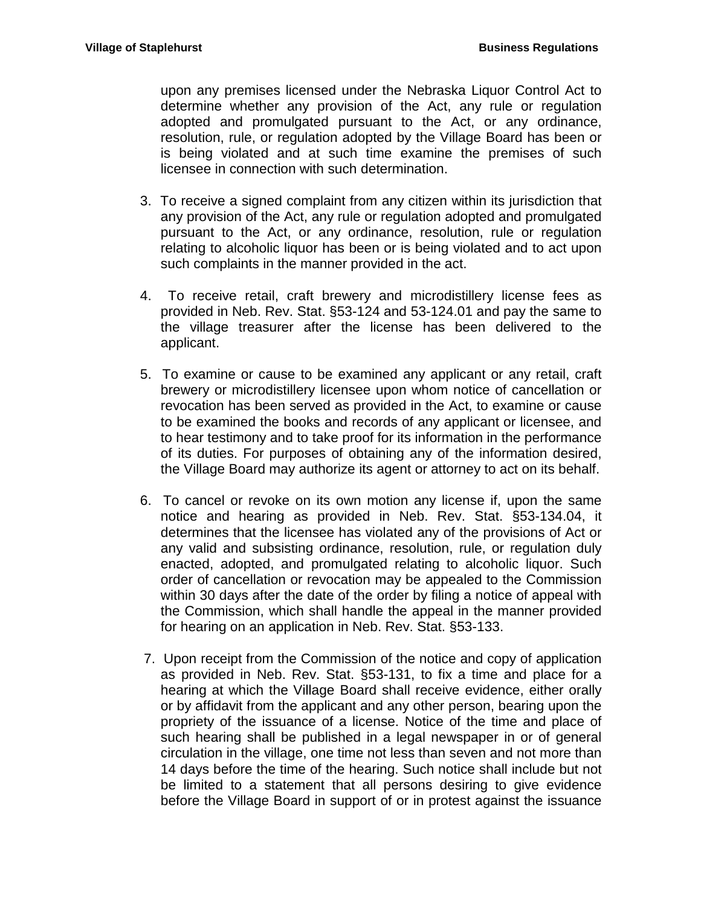upon any premises licensed under the Nebraska Liquor Control Act to determine whether any provision of the Act, any rule or regulation adopted and promulgated pursuant to the Act, or any ordinance, resolution, rule, or regulation adopted by the Village Board has been or is being violated and at such time examine the premises of such licensee in connection with such determination.

3. To receive a signed complaint from any citizen within its jurisdiction that any provision of the Act, any rule or regulation adopted and promulgated pursuant to the Act, or any ordinance, resolution, rule or regulation relating to alcoholic liquor has been or is being violated and to act upon such complaints in the manner provided in the act.

4. To receive retail, craft brewery and microdistillery license fees as provided in Neb. Rev. Stat. §53-124 and 53-124.01 and pay the same to the village treasurer after the license has been delivered to the applicant.

5. To examine or cause to be examined any applicant or any retail, craft brewery or microdistillery licensee upon whom notice of cancellation or revocation has been served as provided in the Act, to examine or cause to be examined the books and records of any applicant or licensee, and to hear testimony and to take proof for its information in the performance of its duties. For purposes of obtaining any of the information desired, the Village Board may authorize its agent or attorney to act on its behalf.

6. To cancel or revoke on its own motion any license if, upon the same notice and hearing as provided in Neb. Rev. Stat. §53-134.04, it determines that the licensee has violated any of the provisions of Act or any valid and subsisting ordinance, resolution, rule, or regulation duly enacted, adopted, and promulgated relating to alcoholic liquor. Such order of cancellation or revocation may be appealed to the Commission within 30 days after the date of the order by filing a notice of appeal with the Commission, which shall handle the appeal in the manner provided for hearing on an application in Neb. Rev. Stat. §53-133.

7. Upon receipt from the Commission of the notice and copy of application as provided in Neb. Rev. Stat. §53-131, to fix a time and place for a hearing at which the Village Board shall receive evidence, either orally or by affidavit from the applicant and any other person, bearing upon the propriety of the issuance of a license. Notice of the time and place of such hearing shall be published in a legal newspaper in or of general circulation in the village, one time not less than seven and not more than 14 days before the time of the hearing. Such notice shall include but not be limited to a statement that all persons desiring to give evidence before the Village Board in support of or in protest against the issuance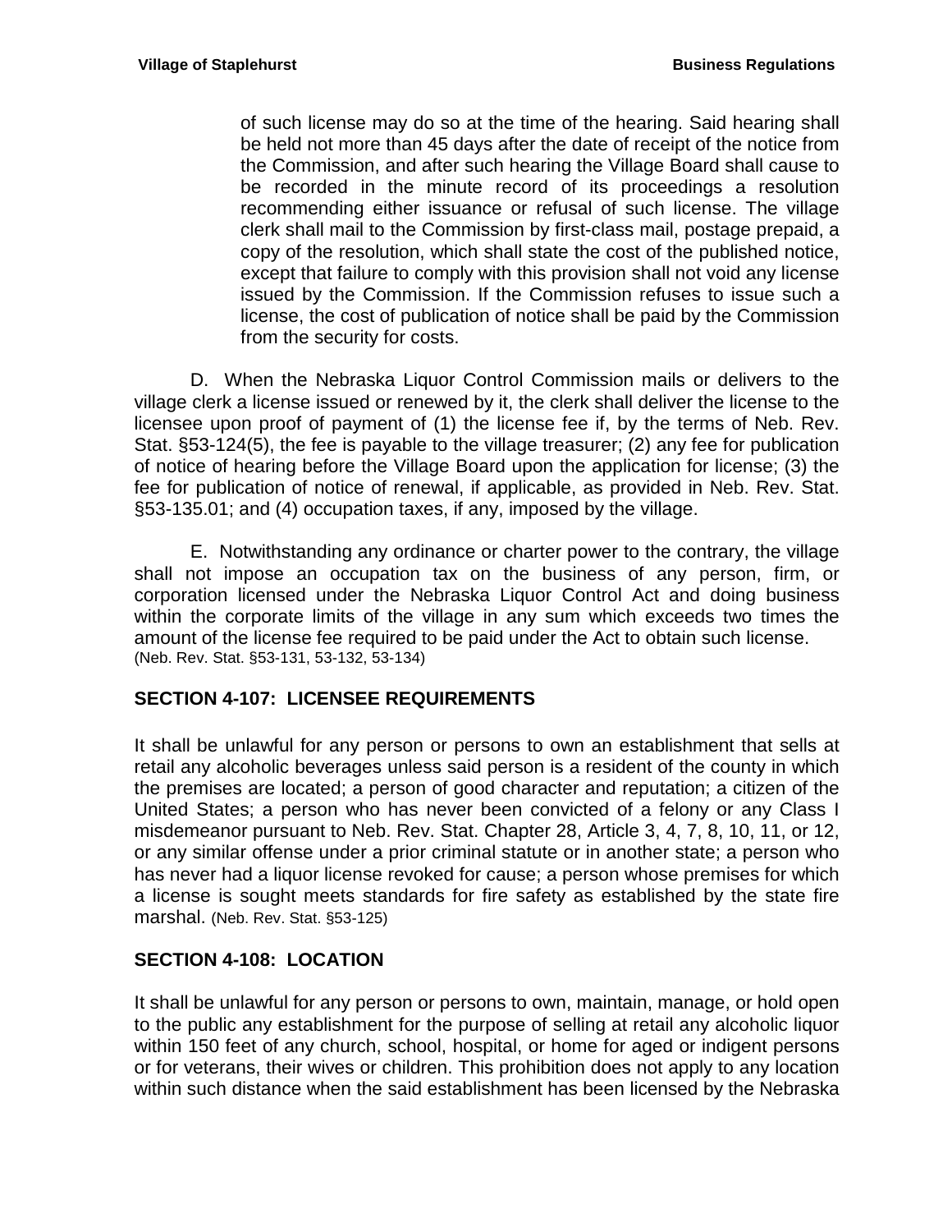of such license may do so at the time of the hearing. Said hearing shall be held not more than 45 days after the date of receipt of the notice from the Commission, and after such hearing the Village Board shall cause to be recorded in the minute record of its proceedings a resolution recommending either issuance or refusal of such license. The village clerk shall mail to the Commission by first-class mail, postage prepaid, a copy of the resolution, which shall state the cost of the published notice, except that failure to comply with this provision shall not void any license issued by the Commission. If the Commission refuses to issue such a license, the cost of publication of notice shall be paid by the Commission from the security for costs.

D. When the Nebraska Liquor Control Commission mails or delivers to the village clerk a license issued or renewed by it, the clerk shall deliver the license to the licensee upon proof of payment of (1) the license fee if, by the terms of Neb. Rev. Stat. §53-124(5), the fee is payable to the village treasurer; (2) any fee for publication of notice of hearing before the Village Board upon the application for license; (3) the fee for publication of notice of renewal, if applicable, as provided in Neb. Rev. Stat. §53-135.01; and (4) occupation taxes, if any, imposed by the village.

E. Notwithstanding any ordinance or charter power to the contrary, the village shall not impose an occupation tax on the business of any person, firm, or corporation licensed under the Nebraska Liquor Control Act and doing business within the corporate limits of the village in any sum which exceeds two times the amount of the license fee required to be paid under the Act to obtain such license.
(Neb. Rev. Stat. §53-131, 53-132, 53-134)

## SECTION 4-107: LICENSEE REQUIREMENTS

It shall be unlawful for any person or persons to own an establishment that sells at retail any alcoholic beverages unless said person is a resident of the county in which the premises are located; a person of good character and reputation; a citizen of the United States; a person who has never been convicted of a felony or any Class I misdemeanor pursuant to Neb. Rev. Stat. Chapter 28, Article 3, 4, 7, 8, 10, 11, or 12, or any similar offense under a prior criminal statute or in another state; a person who has never had a liquor license revoked for cause; a person whose premises for which a license is sought meets standards for fire safety as established by the state fire marshal. (Neb. Rev. Stat. §53-125)

## SECTION 4-108: LOCATION

It shall be unlawful for any person or persons to own, maintain, manage, or hold open to the public any establishment for the purpose of selling at retail any alcoholic liquor within 150 feet of any church, school, hospital, or home for aged or indigent persons or for veterans, their wives or children. This prohibition does not apply to any location within such distance when the said establishment has been licensed by the Nebraska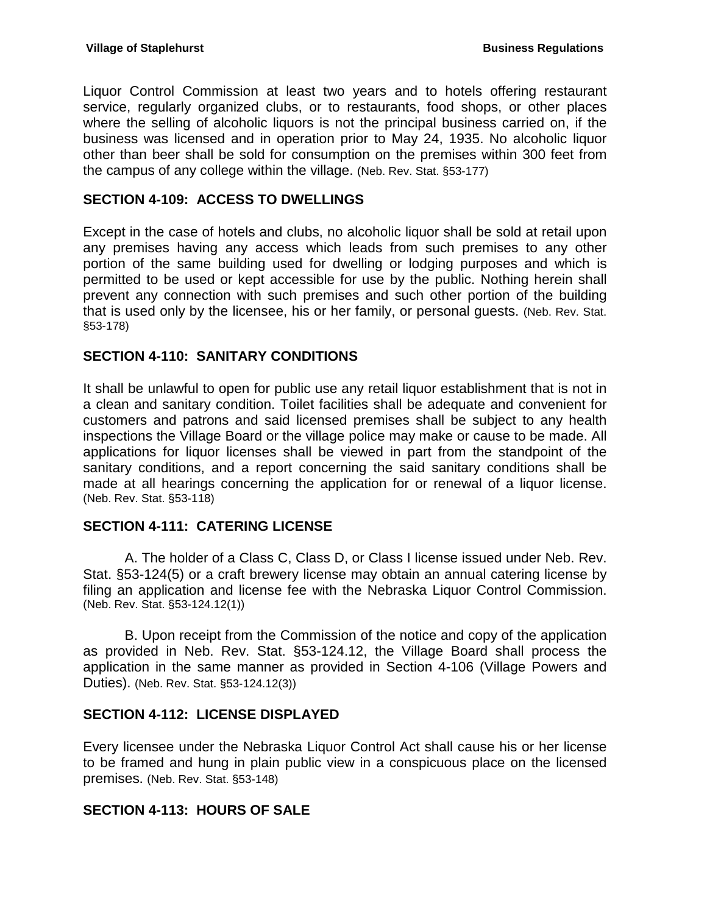Liquor Control Commission at least two years and to hotels offering restaurant service, regularly organized clubs, or to restaurants, food shops, or other places where the selling of alcoholic liquors is not the principal business carried on, if the business was licensed and in operation prior to May 24, 1935. No alcoholic liquor other than beer shall be sold for consumption on the premises within 300 feet from the campus of any college within the village. (Neb. Rev. Stat. §53-177)

## SECTION 4-109: ACCESS TO DWELLINGS

Except in the case of hotels and clubs, no alcoholic liquor shall be sold at retail upon any premises having any access which leads from such premises to any other portion of the same building used for dwelling or lodging purposes and which is permitted to be used or kept accessible for use by the public. Nothing herein shall prevent any connection with such premises and such other portion of the building that is used only by the licensee, his or her family, or personal guests. (Neb. Rev. Stat. §53-178)

## SECTION 4-110: SANITARY CONDITIONS

It shall be unlawful to open for public use any retail liquor establishment that is not in a clean and sanitary condition. Toilet facilities shall be adequate and convenient for customers and patrons and said licensed premises shall be subject to any health inspections the Village Board or the village police may make or cause to be made. All applications for liquor licenses shall be viewed in part from the standpoint of the sanitary conditions, and a report concerning the said sanitary conditions shall be made at all hearings concerning the application for or renewal of a liquor license. (Neb. Rev. Stat. §53-118)

## SECTION 4-111: CATERING LICENSE

A. The holder of a Class C, Class D, or Class I license issued under Neb. Rev. Stat. §53-124(5) or a craft brewery license may obtain an annual catering license by filing an application and license fee with the Nebraska Liquor Control Commission. (Neb. Rev. Stat. §53-124.12(1))

B. Upon receipt from the Commission of the notice and copy of the application as provided in Neb. Rev. Stat. §53-124.12, the Village Board shall process the application in the same manner as provided in Section 4-106 (Village Powers and Duties). (Neb. Rev. Stat. §53-124.12(3))

## SECTION 4-112: LICENSE DISPLAYED

Every licensee under the Nebraska Liquor Control Act shall cause his or her license to be framed and hung in plain public view in a conspicuous place on the licensed premises. (Neb. Rev. Stat. §53-148)

## SECTION 4-113: HOURS OF SALE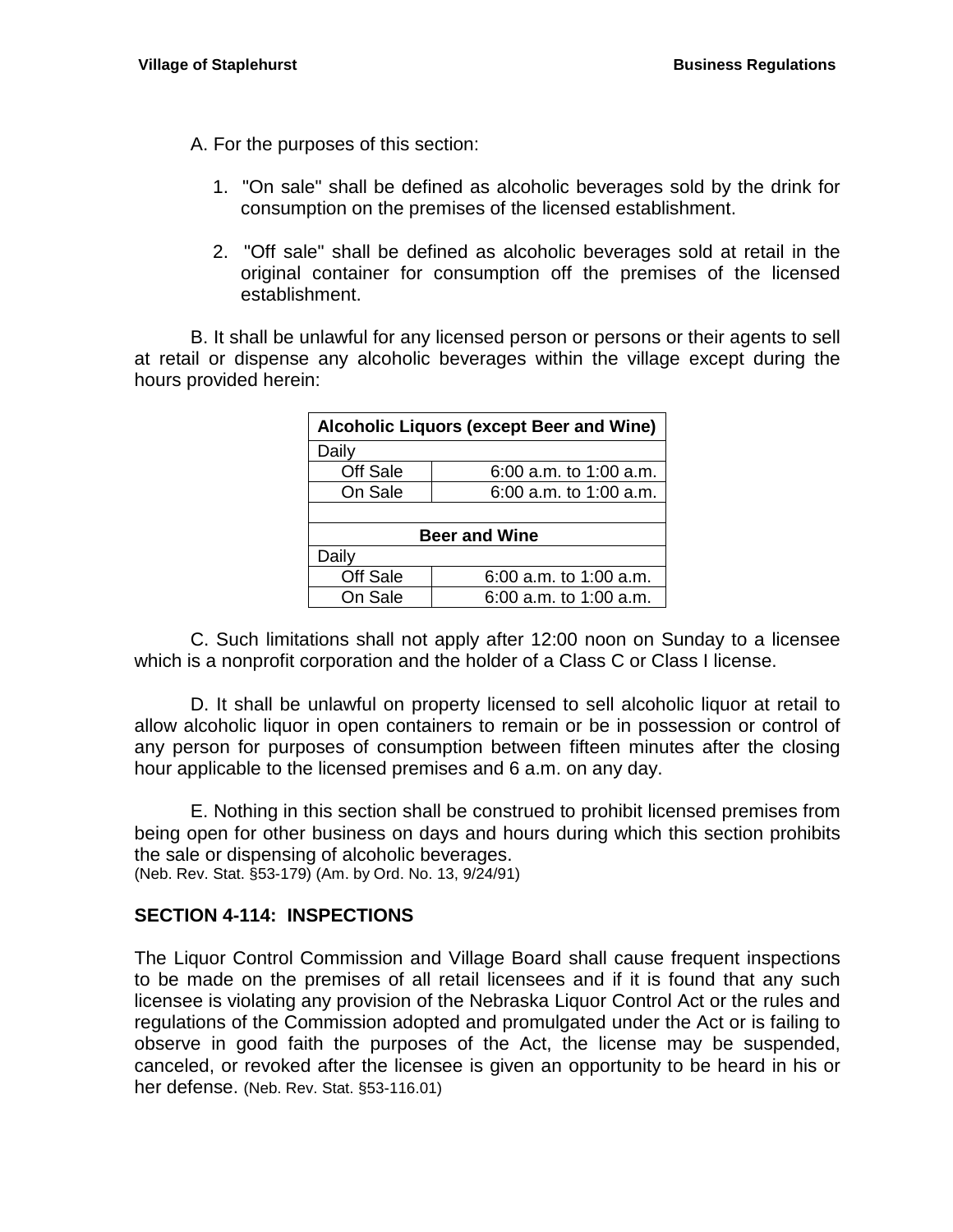A. For the purposes of this section:

1. "On sale" shall be defined as alcoholic beverages sold by the drink for consumption on the premises of the licensed establishment.

2. "Off sale" shall be defined as alcoholic beverages sold at retail in the original container for consumption off the premises of the licensed establishment.

B. It shall be unlawful for any licensed person or persons or their agents to sell at retail or dispense any alcoholic beverages within the village except during the hours provided herein:

| **Alcoholic Liquors (except Beer and Wine)** | |
|---|---|
| Daily | |
| Off Sale | 6:00 a.m. to 1:00 a.m. |
| On Sale | 6:00 a.m. to 1:00 a.m. |
| | |
| **Beer and Wine** | |
| Daily | |
| Off Sale | 6:00 a.m. to 1:00 a.m. |
| On Sale | 6:00 a.m. to 1:00 a.m. |

C. Such limitations shall not apply after 12:00 noon on Sunday to a licensee which is a nonprofit corporation and the holder of a Class C or Class I license.

D. It shall be unlawful on property licensed to sell alcoholic liquor at retail to allow alcoholic liquor in open containers to remain or be in possession or control of any person for purposes of consumption between fifteen minutes after the closing hour applicable to the licensed premises and 6 a.m. on any day.

E. Nothing in this section shall be construed to prohibit licensed premises from being open for other business on days and hours during which this section prohibits the sale or dispensing of alcoholic beverages.
(Neb. Rev. Stat. §53-179) (Am. by Ord. No. 13, 9/24/91)

## SECTION 4-114: INSPECTIONS

The Liquor Control Commission and Village Board shall cause frequent inspections to be made on the premises of all retail licensees and if it is found that any such licensee is violating any provision of the Nebraska Liquor Control Act or the rules and regulations of the Commission adopted and promulgated under the Act or is failing to observe in good faith the purposes of the Act, the license may be suspended, canceled, or revoked after the licensee is given an opportunity to be heard in his or her defense. (Neb. Rev. Stat. §53-116.01)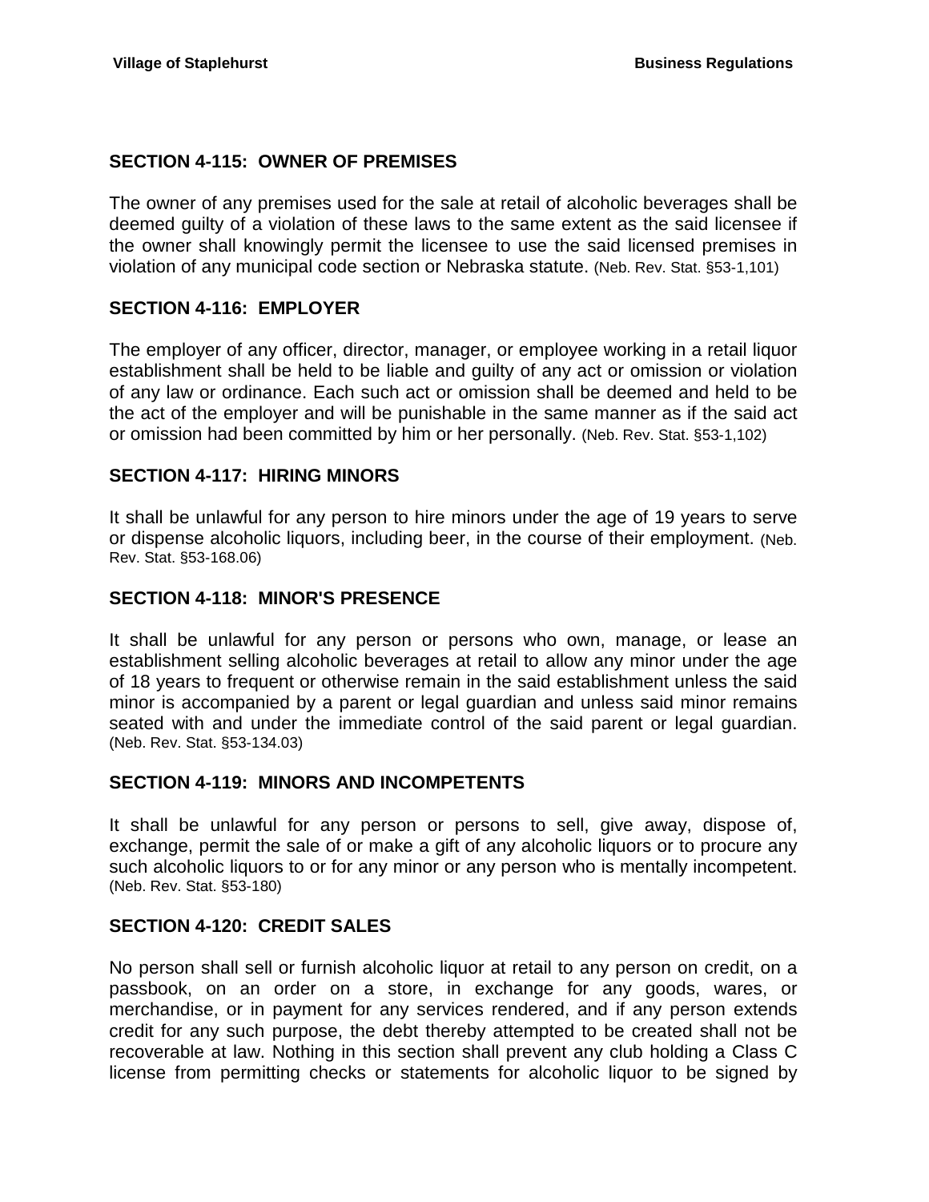## SECTION 4-115: OWNER OF PREMISES

The owner of any premises used for the sale at retail of alcoholic beverages shall be deemed guilty of a violation of these laws to the same extent as the said licensee if the owner shall knowingly permit the licensee to use the said licensed premises in violation of any municipal code section or Nebraska statute. (Neb. Rev. Stat. §53-1,101)

## SECTION 4-116: EMPLOYER

The employer of any officer, director, manager, or employee working in a retail liquor establishment shall be held to be liable and guilty of any act or omission or violation of any law or ordinance. Each such act or omission shall be deemed and held to be the act of the employer and will be punishable in the same manner as if the said act or omission had been committed by him or her personally. (Neb. Rev. Stat. §53-1,102)

## SECTION 4-117: HIRING MINORS

It shall be unlawful for any person to hire minors under the age of 19 years to serve or dispense alcoholic liquors, including beer, in the course of their employment. (Neb. Rev. Stat. §53-168.06)

## SECTION 4-118: MINOR'S PRESENCE

It shall be unlawful for any person or persons who own, manage, or lease an establishment selling alcoholic beverages at retail to allow any minor under the age of 18 years to frequent or otherwise remain in the said establishment unless the said minor is accompanied by a parent or legal guardian and unless said minor remains seated with and under the immediate control of the said parent or legal guardian. (Neb. Rev. Stat. §53-134.03)

## SECTION 4-119: MINORS AND INCOMPETENTS

It shall be unlawful for any person or persons to sell, give away, dispose of, exchange, permit the sale of or make a gift of any alcoholic liquors or to procure any such alcoholic liquors to or for any minor or any person who is mentally incompetent. (Neb. Rev. Stat. §53-180)

## SECTION 4-120: CREDIT SALES

No person shall sell or furnish alcoholic liquor at retail to any person on credit, on a passbook, on an order on a store, in exchange for any goods, wares, or merchandise, or in payment for any services rendered, and if any person extends credit for any such purpose, the debt thereby attempted to be created shall not be recoverable at law. Nothing in this section shall prevent any club holding a Class C license from permitting checks or statements for alcoholic liquor to be signed by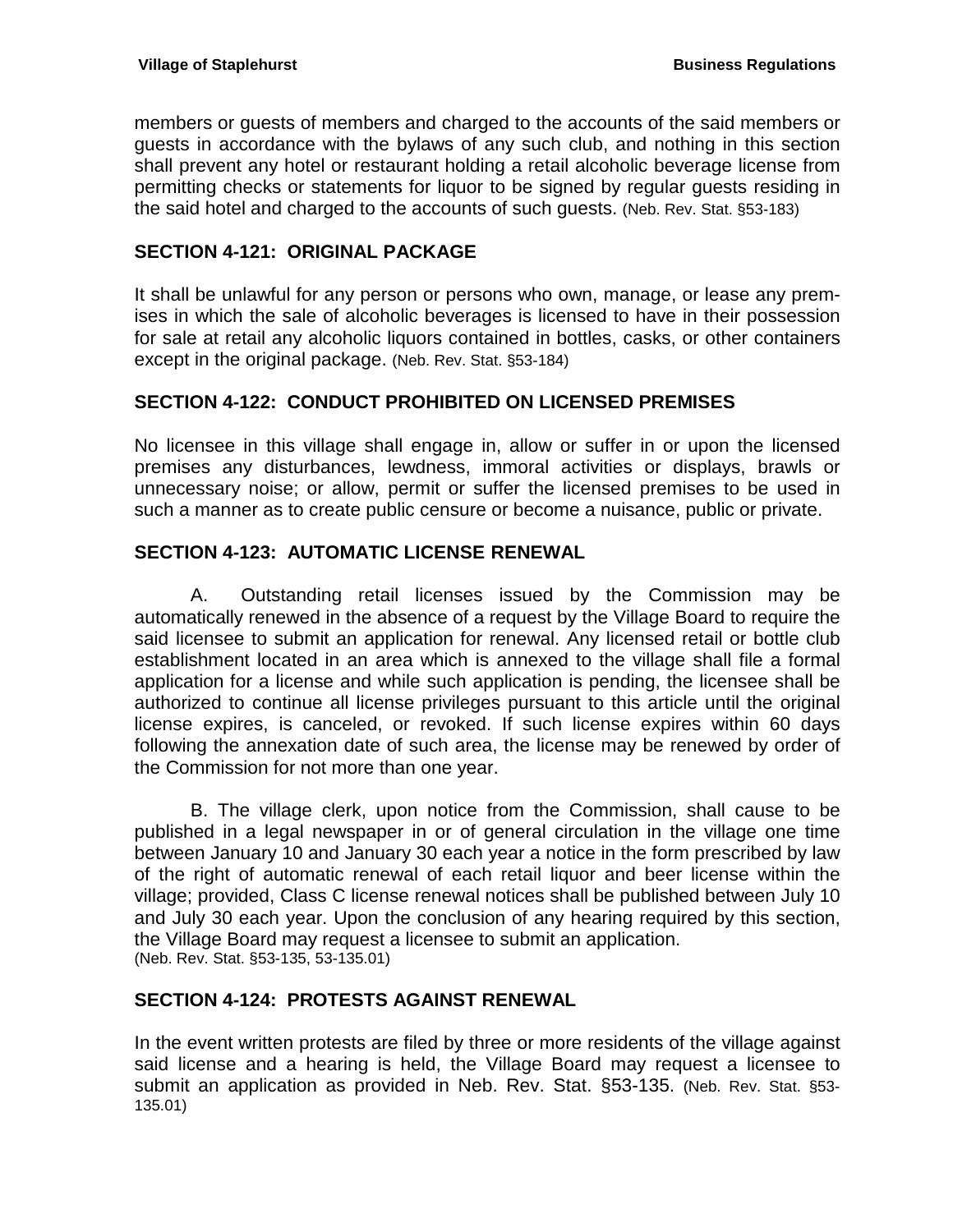members or guests of members and charged to the accounts of the said members or guests in accordance with the bylaws of any such club, and nothing in this section shall prevent any hotel or restaurant holding a retail alcoholic beverage license from permitting checks or statements for liquor to be signed by regular guests residing in the said hotel and charged to the accounts of such guests. (Neb. Rev. Stat. §53-183)

## SECTION 4-121: ORIGINAL PACKAGE

It shall be unlawful for any person or persons who own, manage, or lease any premises in which the sale of alcoholic beverages is licensed to have in their possession for sale at retail any alcoholic liquors contained in bottles, casks, or other containers except in the original package. (Neb. Rev. Stat. §53-184)

## SECTION 4-122: CONDUCT PROHIBITED ON LICENSED PREMISES

No licensee in this village shall engage in, allow or suffer in or upon the licensed premises any disturbances, lewdness, immoral activities or displays, brawls or unnecessary noise; or allow, permit or suffer the licensed premises to be used in such a manner as to create public censure or become a nuisance, public or private.

## SECTION 4-123: AUTOMATIC LICENSE RENEWAL

A. Outstanding retail licenses issued by the Commission may be automatically renewed in the absence of a request by the Village Board to require the said licensee to submit an application for renewal. Any licensed retail or bottle club establishment located in an area which is annexed to the village shall file a formal application for a license and while such application is pending, the licensee shall be authorized to continue all license privileges pursuant to this article until the original license expires, is canceled, or revoked. If such license expires within 60 days following the annexation date of such area, the license may be renewed by order of the Commission for not more than one year.

B. The village clerk, upon notice from the Commission, shall cause to be published in a legal newspaper in or of general circulation in the village one time between January 10 and January 30 each year a notice in the form prescribed by law of the right of automatic renewal of each retail liquor and beer license within the village; provided, Class C license renewal notices shall be published between July 10 and July 30 each year. Upon the conclusion of any hearing required by this section, the Village Board may request a licensee to submit an application.
(Neb. Rev. Stat. §53-135, 53-135.01)

## SECTION 4-124: PROTESTS AGAINST RENEWAL

In the event written protests are filed by three or more residents of the village against said license and a hearing is held, the Village Board may request a licensee to submit an application as provided in Neb. Rev. Stat. §53-135. (Neb. Rev. Stat. §53-135.01)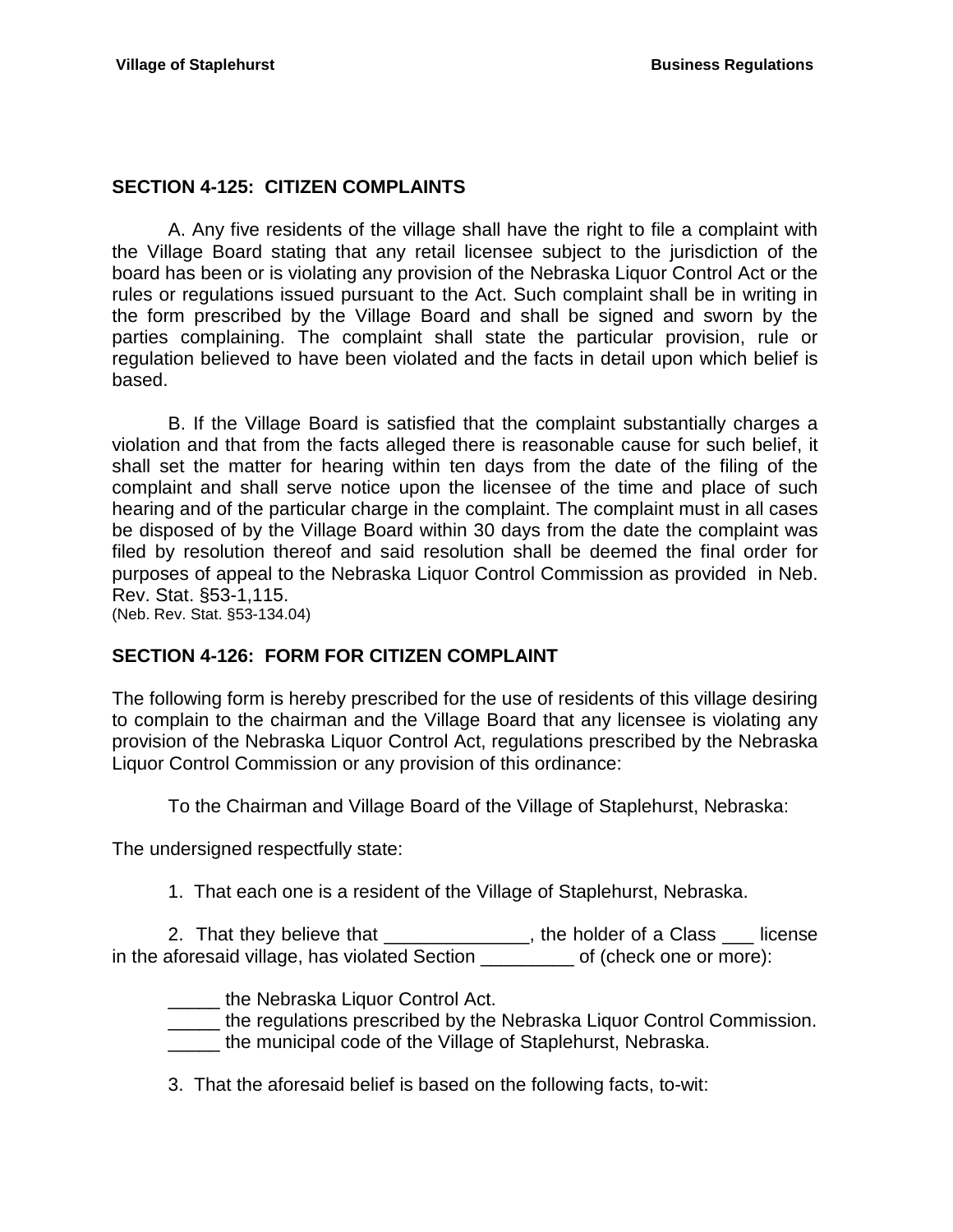## SECTION 4-125: CITIZEN COMPLAINTS

A. Any five residents of the village shall have the right to file a complaint with the Village Board stating that any retail licensee subject to the jurisdiction of the board has been or is violating any provision of the Nebraska Liquor Control Act or the rules or regulations issued pursuant to the Act. Such complaint shall be in writing in the form prescribed by the Village Board and shall be signed and sworn by the parties complaining. The complaint shall state the particular provision, rule or regulation believed to have been violated and the facts in detail upon which belief is based.

B. If the Village Board is satisfied that the complaint substantially charges a violation and that from the facts alleged there is reasonable cause for such belief, it shall set the matter for hearing within ten days from the date of the filing of the complaint and shall serve notice upon the licensee of the time and place of such hearing and of the particular charge in the complaint. The complaint must in all cases be disposed of by the Village Board within 30 days from the date the complaint was filed by resolution thereof and said resolution shall be deemed the final order for purposes of appeal to the Nebraska Liquor Control Commission as provided in Neb. Rev. Stat. §53-1,115.
(Neb. Rev. Stat. §53-134.04)

## SECTION 4-126: FORM FOR CITIZEN COMPLAINT

The following form is hereby prescribed for the use of residents of this village desiring to complain to the chairman and the Village Board that any licensee is violating any provision of the Nebraska Liquor Control Act, regulations prescribed by the Nebraska Liquor Control Commission or any provision of this ordinance:

To the Chairman and Village Board of the Village of Staplehurst, Nebraska:

The undersigned respectfully state:

1. That each one is a resident of the Village of Staplehurst, Nebraska.

2. That they believe that ______________, the holder of a Class ___ license in the aforesaid village, has violated Section _________ of (check one or more):

_____ the Nebraska Liquor Control Act.
_____ the regulations prescribed by the Nebraska Liquor Control Commission.
_____ the municipal code of the Village of Staplehurst, Nebraska.

3. That the aforesaid belief is based on the following facts, to-wit: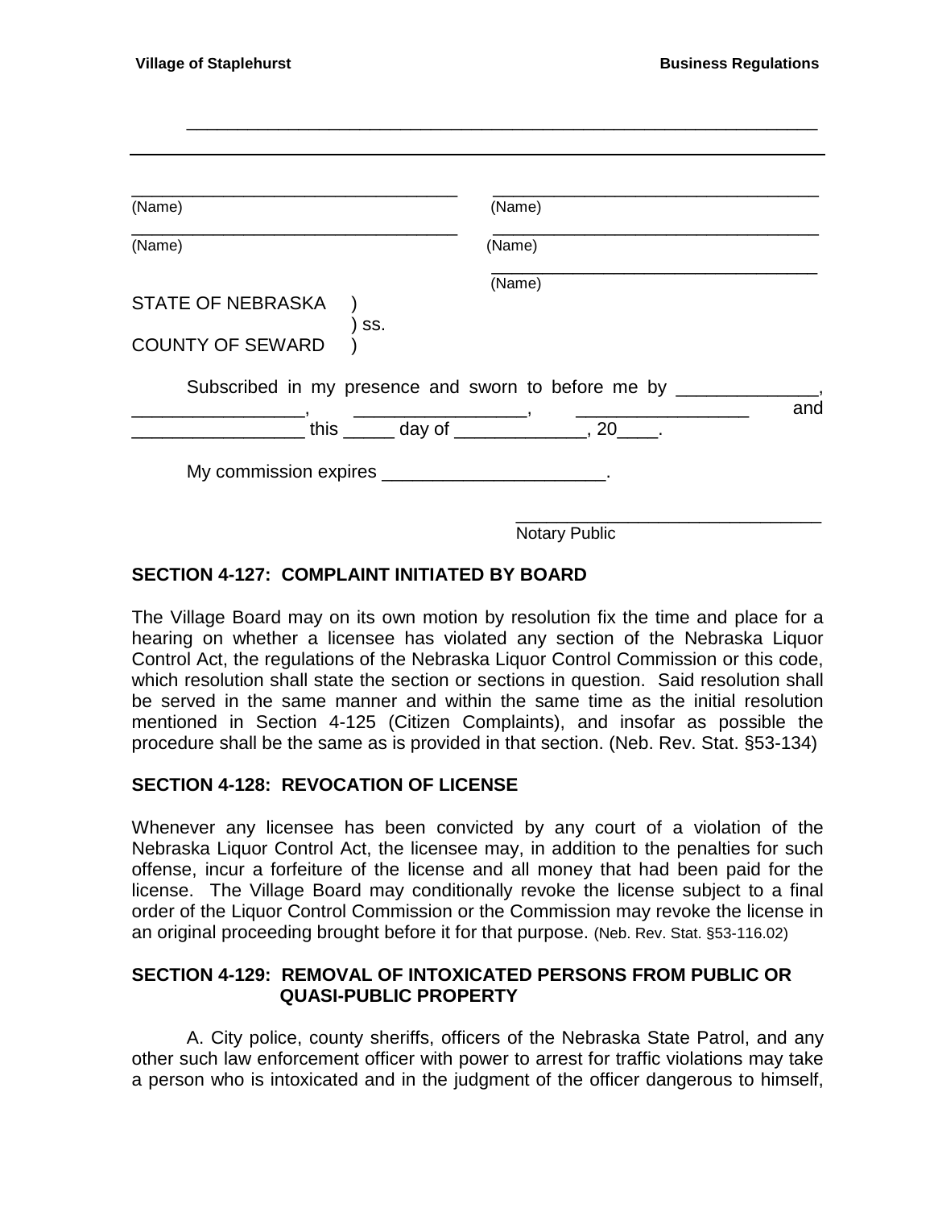\_\_\_\_\_\_\_\_\_\_\_\_\_\_\_\_\_\_\_\_\_\_\_\_\_\_\_\_\_\_\_\_\_\_\_\_\_\_\_\_\_\_\_\_\_\_\_\_\_\_\_\_\_\_\_\_\_\_\_\_\_\_\_

---

| | |
|---|---|
| \_\_\_\_\_\_\_\_\_\_\_\_\_\_\_\_\_\_\_\_\_\_\_\_\_\_\_\_\_\_ (Name) | \_\_\_\_\_\_\_\_\_\_\_\_\_\_\_\_\_\_\_\_\_\_\_\_\_\_\_\_\_\_ (Name) |
| \_\_\_\_\_\_\_\_\_\_\_\_\_\_\_\_\_\_\_\_\_\_\_\_\_\_\_\_\_\_ (Name) | \_\_\_\_\_\_\_\_\_\_\_\_\_\_\_\_\_\_\_\_\_\_\_\_\_\_\_\_\_\_ (Name) |
| | \_\_\_\_\_\_\_\_\_\_\_\_\_\_\_\_\_\_\_\_\_\_\_\_\_\_\_\_\_\_ (Name) |

STATE OF NEBRASKA )
) ss.
COUNTY OF SEWARD )

Subscribed in my presence and sworn to before me by \_\_\_\_\_\_\_\_\_\_\_\_\_\_, \_\_\_\_\_\_\_\_\_\_\_\_\_\_\_\_\_, \_\_\_\_\_\_\_\_\_\_\_\_\_\_\_\_\_, \_\_\_\_\_\_\_\_\_\_\_\_\_\_\_\_\_ and \_\_\_\_\_\_\_\_\_\_\_\_\_\_\_\_\_ this \_\_\_\_\_ day of \_\_\_\_\_\_\_\_\_\_\_\_\_, 20\_\_\_\_.

My commission expires \_\_\_\_\_\_\_\_\_\_\_\_\_\_\_\_\_\_\_\_\_\_.

\_\_\_\_\_\_\_\_\_\_\_\_\_\_\_\_\_\_\_\_\_\_\_\_\_\_\_\_\_\_
Notary Public

**SECTION 4-127: COMPLAINT INITIATED BY BOARD**

The Village Board may on its own motion by resolution fix the time and place for a hearing on whether a licensee has violated any section of the Nebraska Liquor Control Act, the regulations of the Nebraska Liquor Control Commission or this code, which resolution shall state the section or sections in question. Said resolution shall be served in the same manner and within the same time as the initial resolution mentioned in Section 4-125 (Citizen Complaints), and insofar as possible the procedure shall be the same as is provided in that section. (Neb. Rev. Stat. §53-134)

**SECTION 4-128: REVOCATION OF LICENSE**

Whenever any licensee has been convicted by any court of a violation of the Nebraska Liquor Control Act, the licensee may, in addition to the penalties for such offense, incur a forfeiture of the license and all money that had been paid for the license. The Village Board may conditionally revoke the license subject to a final order of the Liquor Control Commission or the Commission may revoke the license in an original proceeding brought before it for that purpose. (Neb. Rev. Stat. §53-116.02)

**SECTION 4-129: REMOVAL OF INTOXICATED PERSONS FROM PUBLIC OR QUASI-PUBLIC PROPERTY**

A. City police, county sheriffs, officers of the Nebraska State Patrol, and any other such law enforcement officer with power to arrest for traffic violations may take a person who is intoxicated and in the judgment of the officer dangerous to himself,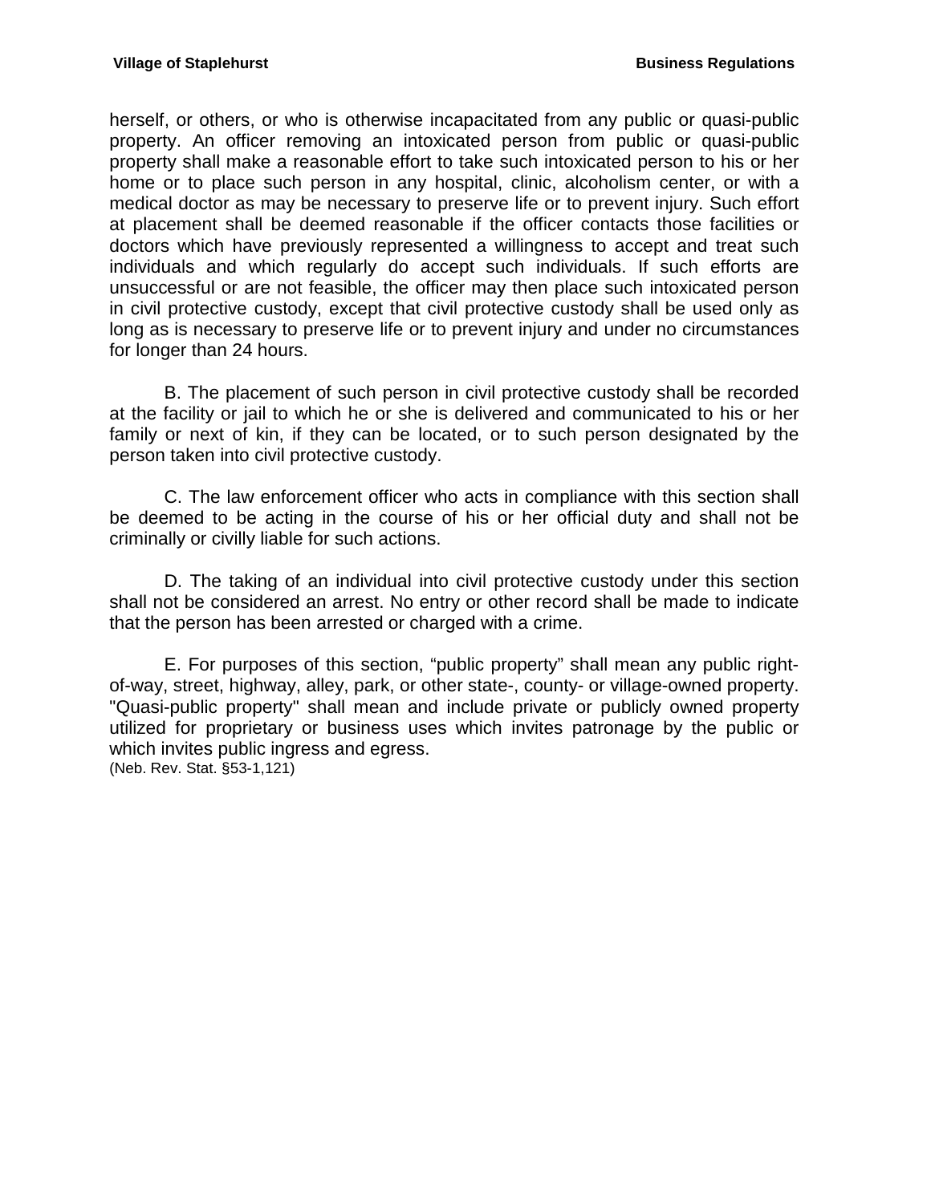herself, or others, or who is otherwise incapacitated from any public or quasi-public property. An officer removing an intoxicated person from public or quasi-public property shall make a reasonable effort to take such intoxicated person to his or her home or to place such person in any hospital, clinic, alcoholism center, or with a medical doctor as may be necessary to preserve life or to prevent injury. Such effort at placement shall be deemed reasonable if the officer contacts those facilities or doctors which have previously represented a willingness to accept and treat such individuals and which regularly do accept such individuals. If such efforts are unsuccessful or are not feasible, the officer may then place such intoxicated person in civil protective custody, except that civil protective custody shall be used only as long as is necessary to preserve life or to prevent injury and under no circumstances for longer than 24 hours.

B. The placement of such person in civil protective custody shall be recorded at the facility or jail to which he or she is delivered and communicated to his or her family or next of kin, if they can be located, or to such person designated by the person taken into civil protective custody.

C. The law enforcement officer who acts in compliance with this section shall be deemed to be acting in the course of his or her official duty and shall not be criminally or civilly liable for such actions.

D. The taking of an individual into civil protective custody under this section shall not be considered an arrest. No entry or other record shall be made to indicate that the person has been arrested or charged with a crime.

E. For purposes of this section, “public property” shall mean any public right-of-way, street, highway, alley, park, or other state-, county- or village-owned property. "Quasi-public property" shall mean and include private or publicly owned property utilized for proprietary or business uses which invites patronage by the public or which invites public ingress and egress.
(Neb. Rev. Stat. §53-1,121)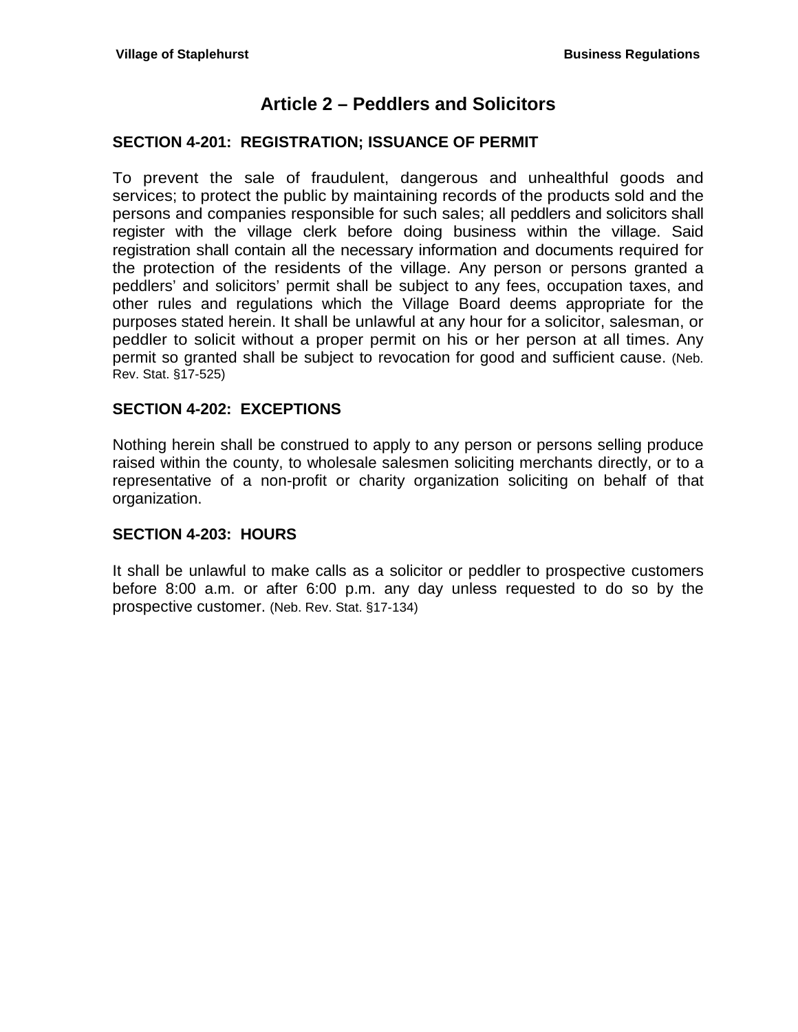# Article 2 – Peddlers and Solicitors

## SECTION 4-201: REGISTRATION; ISSUANCE OF PERMIT

To prevent the sale of fraudulent, dangerous and unhealthful goods and services; to protect the public by maintaining records of the products sold and the persons and companies responsible for such sales; all peddlers and solicitors shall register with the village clerk before doing business within the village. Said registration shall contain all the necessary information and documents required for the protection of the residents of the village. Any person or persons granted a peddlers' and solicitors' permit shall be subject to any fees, occupation taxes, and other rules and regulations which the Village Board deems appropriate for the purposes stated herein. It shall be unlawful at any hour for a solicitor, salesman, or peddler to solicit without a proper permit on his or her person at all times. Any permit so granted shall be subject to revocation for good and sufficient cause. (Neb. Rev. Stat. §17-525)

## SECTION 4-202: EXCEPTIONS

Nothing herein shall be construed to apply to any person or persons selling produce raised within the county, to wholesale salesmen soliciting merchants directly, or to a representative of a non-profit or charity organization soliciting on behalf of that organization.

## SECTION 4-203: HOURS

It shall be unlawful to make calls as a solicitor or peddler to prospective customers before 8:00 a.m. or after 6:00 p.m. any day unless requested to do so by the prospective customer. (Neb. Rev. Stat. §17-134)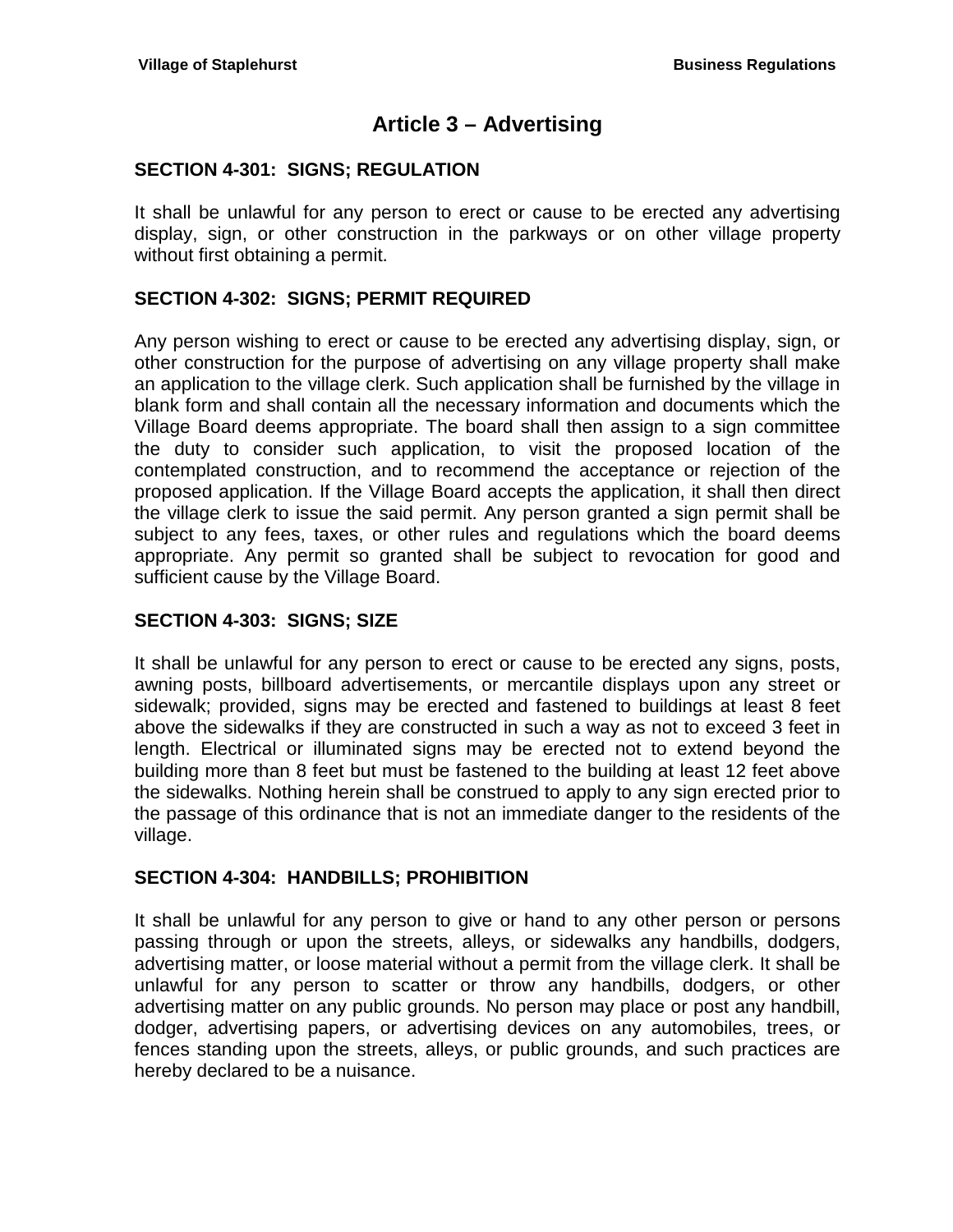# Article 3 – Advertising

## SECTION 4-301: SIGNS; REGULATION

It shall be unlawful for any person to erect or cause to be erected any advertising display, sign, or other construction in the parkways or on other village property without first obtaining a permit.

## SECTION 4-302: SIGNS; PERMIT REQUIRED

Any person wishing to erect or cause to be erected any advertising display, sign, or other construction for the purpose of advertising on any village property shall make an application to the village clerk. Such application shall be furnished by the village in blank form and shall contain all the necessary information and documents which the Village Board deems appropriate. The board shall then assign to a sign committee the duty to consider such application, to visit the proposed location of the contemplated construction, and to recommend the acceptance or rejection of the proposed application. If the Village Board accepts the application, it shall then direct the village clerk to issue the said permit. Any person granted a sign permit shall be subject to any fees, taxes, or other rules and regulations which the board deems appropriate. Any permit so granted shall be subject to revocation for good and sufficient cause by the Village Board.

## SECTION 4-303: SIGNS; SIZE

It shall be unlawful for any person to erect or cause to be erected any signs, posts, awning posts, billboard advertisements, or mercantile displays upon any street or sidewalk; provided, signs may be erected and fastened to buildings at least 8 feet above the sidewalks if they are constructed in such a way as not to exceed 3 feet in length. Electrical or illuminated signs may be erected not to extend beyond the building more than 8 feet but must be fastened to the building at least 12 feet above the sidewalks. Nothing herein shall be construed to apply to any sign erected prior to the passage of this ordinance that is not an immediate danger to the residents of the village.

## SECTION 4-304: HANDBILLS; PROHIBITION

It shall be unlawful for any person to give or hand to any other person or persons passing through or upon the streets, alleys, or sidewalks any handbills, dodgers, advertising matter, or loose material without a permit from the village clerk. It shall be unlawful for any person to scatter or throw any handbills, dodgers, or other advertising matter on any public grounds. No person may place or post any handbill, dodger, advertising papers, or advertising devices on any automobiles, trees, or fences standing upon the streets, alleys, or public grounds, and such practices are hereby declared to be a nuisance.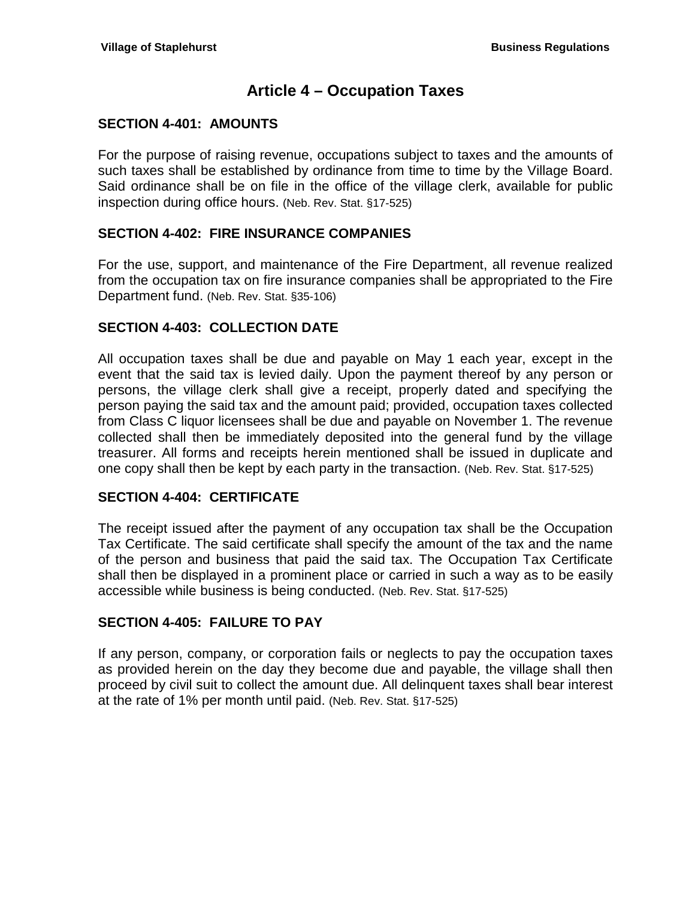# Article 4 – Occupation Taxes

## SECTION 4-401: AMOUNTS

For the purpose of raising revenue, occupations subject to taxes and the amounts of such taxes shall be established by ordinance from time to time by the Village Board. Said ordinance shall be on file in the office of the village clerk, available for public inspection during office hours. (Neb. Rev. Stat. §17-525)

## SECTION 4-402: FIRE INSURANCE COMPANIES

For the use, support, and maintenance of the Fire Department, all revenue realized from the occupation tax on fire insurance companies shall be appropriated to the Fire Department fund. (Neb. Rev. Stat. §35-106)

## SECTION 4-403: COLLECTION DATE

All occupation taxes shall be due and payable on May 1 each year, except in the event that the said tax is levied daily. Upon the payment thereof by any person or persons, the village clerk shall give a receipt, properly dated and specifying the person paying the said tax and the amount paid; provided, occupation taxes collected from Class C liquor licensees shall be due and payable on November 1. The revenue collected shall then be immediately deposited into the general fund by the village treasurer. All forms and receipts herein mentioned shall be issued in duplicate and one copy shall then be kept by each party in the transaction. (Neb. Rev. Stat. §17-525)

## SECTION 4-404: CERTIFICATE

The receipt issued after the payment of any occupation tax shall be the Occupation Tax Certificate. The said certificate shall specify the amount of the tax and the name of the person and business that paid the said tax. The Occupation Tax Certificate shall then be displayed in a prominent place or carried in such a way as to be easily accessible while business is being conducted. (Neb. Rev. Stat. §17-525)

## SECTION 4-405: FAILURE TO PAY

If any person, company, or corporation fails or neglects to pay the occupation taxes as provided herein on the day they become due and payable, the village shall then proceed by civil suit to collect the amount due. All delinquent taxes shall bear interest at the rate of 1% per month until paid. (Neb. Rev. Stat. §17-525)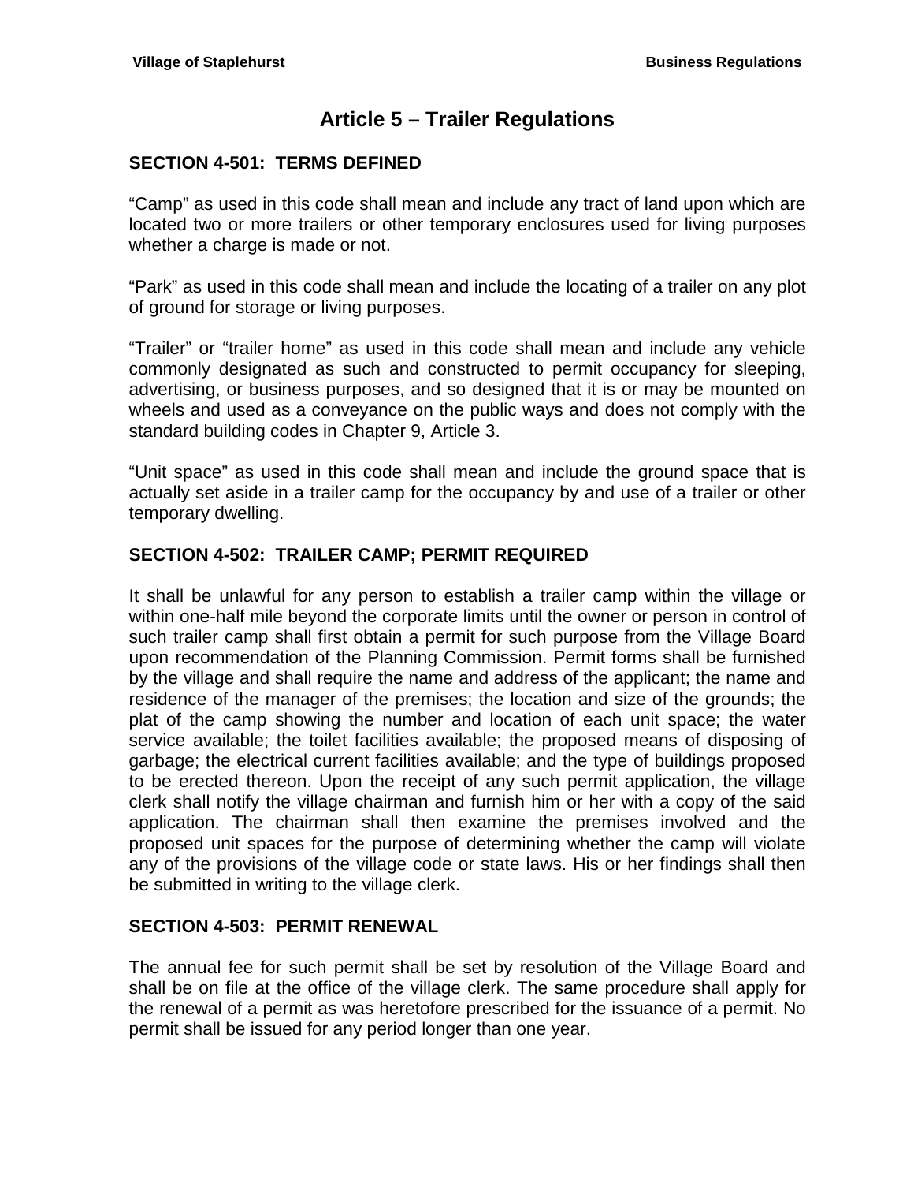# Article 5 – Trailer Regulations

## SECTION 4-501: TERMS DEFINED

"Camp" as used in this code shall mean and include any tract of land upon which are located two or more trailers or other temporary enclosures used for living purposes whether a charge is made or not.

"Park" as used in this code shall mean and include the locating of a trailer on any plot of ground for storage or living purposes.

"Trailer" or "trailer home" as used in this code shall mean and include any vehicle commonly designated as such and constructed to permit occupancy for sleeping, advertising, or business purposes, and so designed that it is or may be mounted on wheels and used as a conveyance on the public ways and does not comply with the standard building codes in Chapter 9, Article 3.

"Unit space" as used in this code shall mean and include the ground space that is actually set aside in a trailer camp for the occupancy by and use of a trailer or other temporary dwelling.

## SECTION 4-502: TRAILER CAMP; PERMIT REQUIRED

It shall be unlawful for any person to establish a trailer camp within the village or within one-half mile beyond the corporate limits until the owner or person in control of such trailer camp shall first obtain a permit for such purpose from the Village Board upon recommendation of the Planning Commission. Permit forms shall be furnished by the village and shall require the name and address of the applicant; the name and residence of the manager of the premises; the location and size of the grounds; the plat of the camp showing the number and location of each unit space; the water service available; the toilet facilities available; the proposed means of disposing of garbage; the electrical current facilities available; and the type of buildings proposed to be erected thereon. Upon the receipt of any such permit application, the village clerk shall notify the village chairman and furnish him or her with a copy of the said application. The chairman shall then examine the premises involved and the proposed unit spaces for the purpose of determining whether the camp will violate any of the provisions of the village code or state laws. His or her findings shall then be submitted in writing to the village clerk.

## SECTION 4-503: PERMIT RENEWAL

The annual fee for such permit shall be set by resolution of the Village Board and shall be on file at the office of the village clerk. The same procedure shall apply for the renewal of a permit as was heretofore prescribed for the issuance of a permit. No permit shall be issued for any period longer than one year.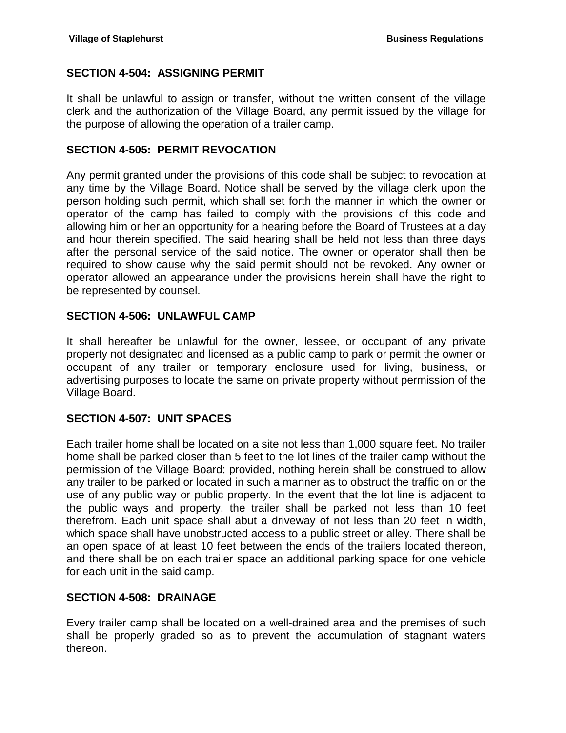## SECTION 4-504: ASSIGNING PERMIT

It shall be unlawful to assign or transfer, without the written consent of the village clerk and the authorization of the Village Board, any permit issued by the village for the purpose of allowing the operation of a trailer camp.

## SECTION 4-505: PERMIT REVOCATION

Any permit granted under the provisions of this code shall be subject to revocation at any time by the Village Board. Notice shall be served by the village clerk upon the person holding such permit, which shall set forth the manner in which the owner or operator of the camp has failed to comply with the provisions of this code and allowing him or her an opportunity for a hearing before the Board of Trustees at a day and hour therein specified. The said hearing shall be held not less than three days after the personal service of the said notice. The owner or operator shall then be required to show cause why the said permit should not be revoked. Any owner or operator allowed an appearance under the provisions herein shall have the right to be represented by counsel.

## SECTION 4-506: UNLAWFUL CAMP

It shall hereafter be unlawful for the owner, lessee, or occupant of any private property not designated and licensed as a public camp to park or permit the owner or occupant of any trailer or temporary enclosure used for living, business, or advertising purposes to locate the same on private property without permission of the Village Board.

## SECTION 4-507: UNIT SPACES

Each trailer home shall be located on a site not less than 1,000 square feet. No trailer home shall be parked closer than 5 feet to the lot lines of the trailer camp without the permission of the Village Board; provided, nothing herein shall be construed to allow any trailer to be parked or located in such a manner as to obstruct the traffic on or the use of any public way or public property. In the event that the lot line is adjacent to the public ways and property, the trailer shall be parked not less than 10 feet therefrom. Each unit space shall abut a driveway of not less than 20 feet in width, which space shall have unobstructed access to a public street or alley. There shall be an open space of at least 10 feet between the ends of the trailers located thereon, and there shall be on each trailer space an additional parking space for one vehicle for each unit in the said camp.

## SECTION 4-508: DRAINAGE

Every trailer camp shall be located on a well-drained area and the premises of such shall be properly graded so as to prevent the accumulation of stagnant waters thereon.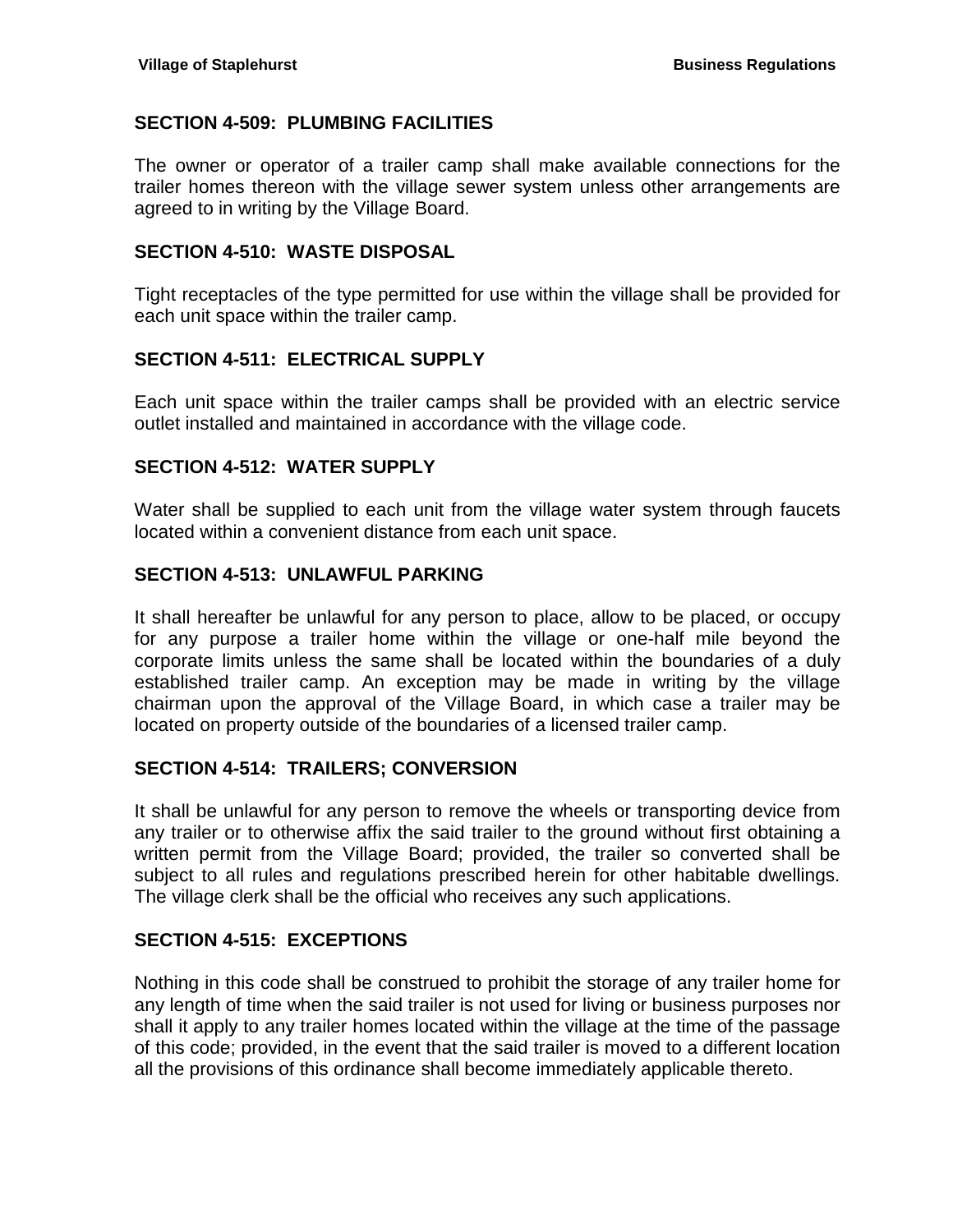## SECTION 4-509: PLUMBING FACILITIES

The owner or operator of a trailer camp shall make available connections for the trailer homes thereon with the village sewer system unless other arrangements are agreed to in writing by the Village Board.

## SECTION 4-510: WASTE DISPOSAL

Tight receptacles of the type permitted for use within the village shall be provided for each unit space within the trailer camp.

## SECTION 4-511: ELECTRICAL SUPPLY

Each unit space within the trailer camps shall be provided with an electric service outlet installed and maintained in accordance with the village code.

## SECTION 4-512: WATER SUPPLY

Water shall be supplied to each unit from the village water system through faucets located within a convenient distance from each unit space.

## SECTION 4-513: UNLAWFUL PARKING

It shall hereafter be unlawful for any person to place, allow to be placed, or occupy for any purpose a trailer home within the village or one-half mile beyond the corporate limits unless the same shall be located within the boundaries of a duly established trailer camp. An exception may be made in writing by the village chairman upon the approval of the Village Board, in which case a trailer may be located on property outside of the boundaries of a licensed trailer camp.

## SECTION 4-514: TRAILERS; CONVERSION

It shall be unlawful for any person to remove the wheels or transporting device from any trailer or to otherwise affix the said trailer to the ground without first obtaining a written permit from the Village Board; provided, the trailer so converted shall be subject to all rules and regulations prescribed herein for other habitable dwellings. The village clerk shall be the official who receives any such applications.

## SECTION 4-515: EXCEPTIONS

Nothing in this code shall be construed to prohibit the storage of any trailer home for any length of time when the said trailer is not used for living or business purposes nor shall it apply to any trailer homes located within the village at the time of the passage of this code; provided, in the event that the said trailer is moved to a different location all the provisions of this ordinance shall become immediately applicable thereto.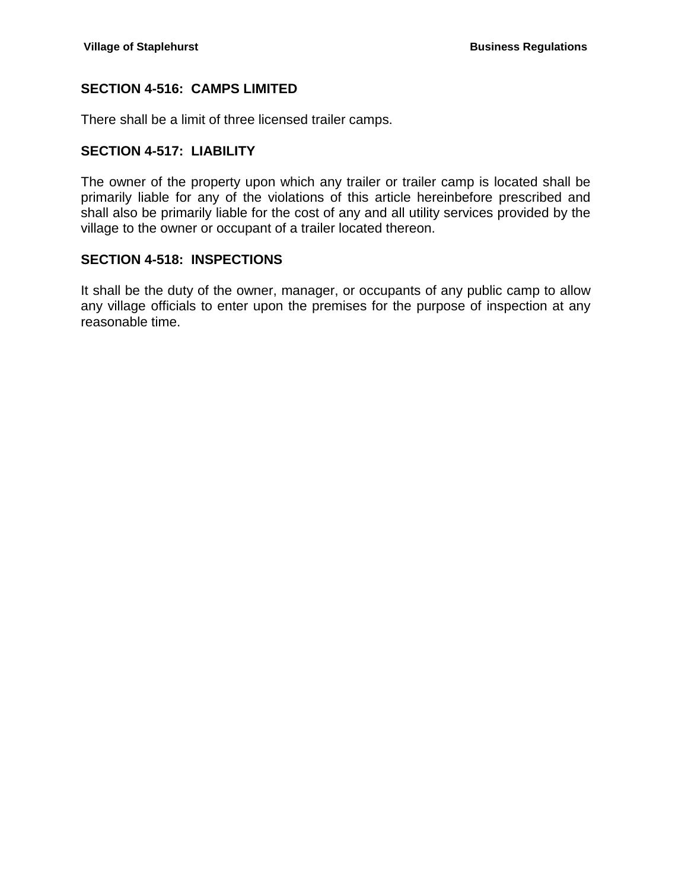## SECTION 4-516: CAMPS LIMITED

There shall be a limit of three licensed trailer camps.

## SECTION 4-517: LIABILITY

The owner of the property upon which any trailer or trailer camp is located shall be primarily liable for any of the violations of this article hereinbefore prescribed and shall also be primarily liable for the cost of any and all utility services provided by the village to the owner or occupant of a trailer located thereon.

## SECTION 4-518: INSPECTIONS

It shall be the duty of the owner, manager, or occupants of any public camp to allow any village officials to enter upon the premises for the purpose of inspection at any reasonable time.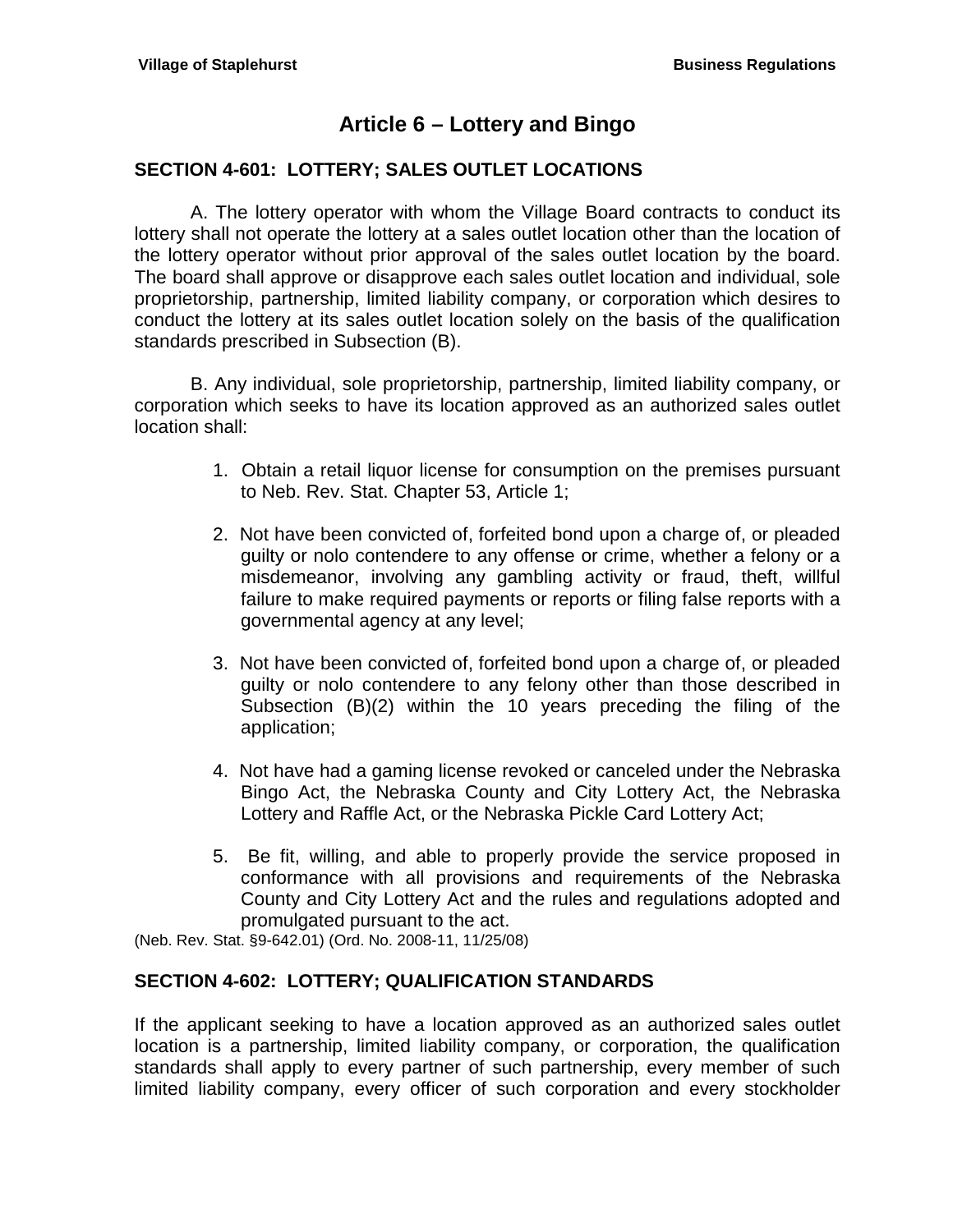# Article 6 – Lottery and Bingo

## SECTION 4-601: LOTTERY; SALES OUTLET LOCATIONS

A. The lottery operator with whom the Village Board contracts to conduct its lottery shall not operate the lottery at a sales outlet location other than the location of the lottery operator without prior approval of the sales outlet location by the board. The board shall approve or disapprove each sales outlet location and individual, sole proprietorship, partnership, limited liability company, or corporation which desires to conduct the lottery at its sales outlet location solely on the basis of the qualification standards prescribed in Subsection (B).

B. Any individual, sole proprietorship, partnership, limited liability company, or corporation which seeks to have its location approved as an authorized sales outlet location shall:

1. Obtain a retail liquor license for consumption on the premises pursuant to Neb. Rev. Stat. Chapter 53, Article 1;
2. Not have been convicted of, forfeited bond upon a charge of, or pleaded guilty or nolo contendere to any offense or crime, whether a felony or a misdemeanor, involving any gambling activity or fraud, theft, willful failure to make required payments or reports or filing false reports with a governmental agency at any level;
3. Not have been convicted of, forfeited bond upon a charge of, or pleaded guilty or nolo contendere to any felony other than those described in Subsection (B)(2) within the 10 years preceding the filing of the application;
4. Not have had a gaming license revoked or canceled under the Nebraska Bingo Act, the Nebraska County and City Lottery Act, the Nebraska Lottery and Raffle Act, or the Nebraska Pickle Card Lottery Act;
5. Be fit, willing, and able to properly provide the service proposed in conformance with all provisions and requirements of the Nebraska County and City Lottery Act and the rules and regulations adopted and promulgated pursuant to the act.

(Neb. Rev. Stat. §9-642.01) (Ord. No. 2008-11, 11/25/08)

## SECTION 4-602: LOTTERY; QUALIFICATION STANDARDS

If the applicant seeking to have a location approved as an authorized sales outlet location is a partnership, limited liability company, or corporation, the qualification standards shall apply to every partner of such partnership, every member of such limited liability company, every officer of such corporation and every stockholder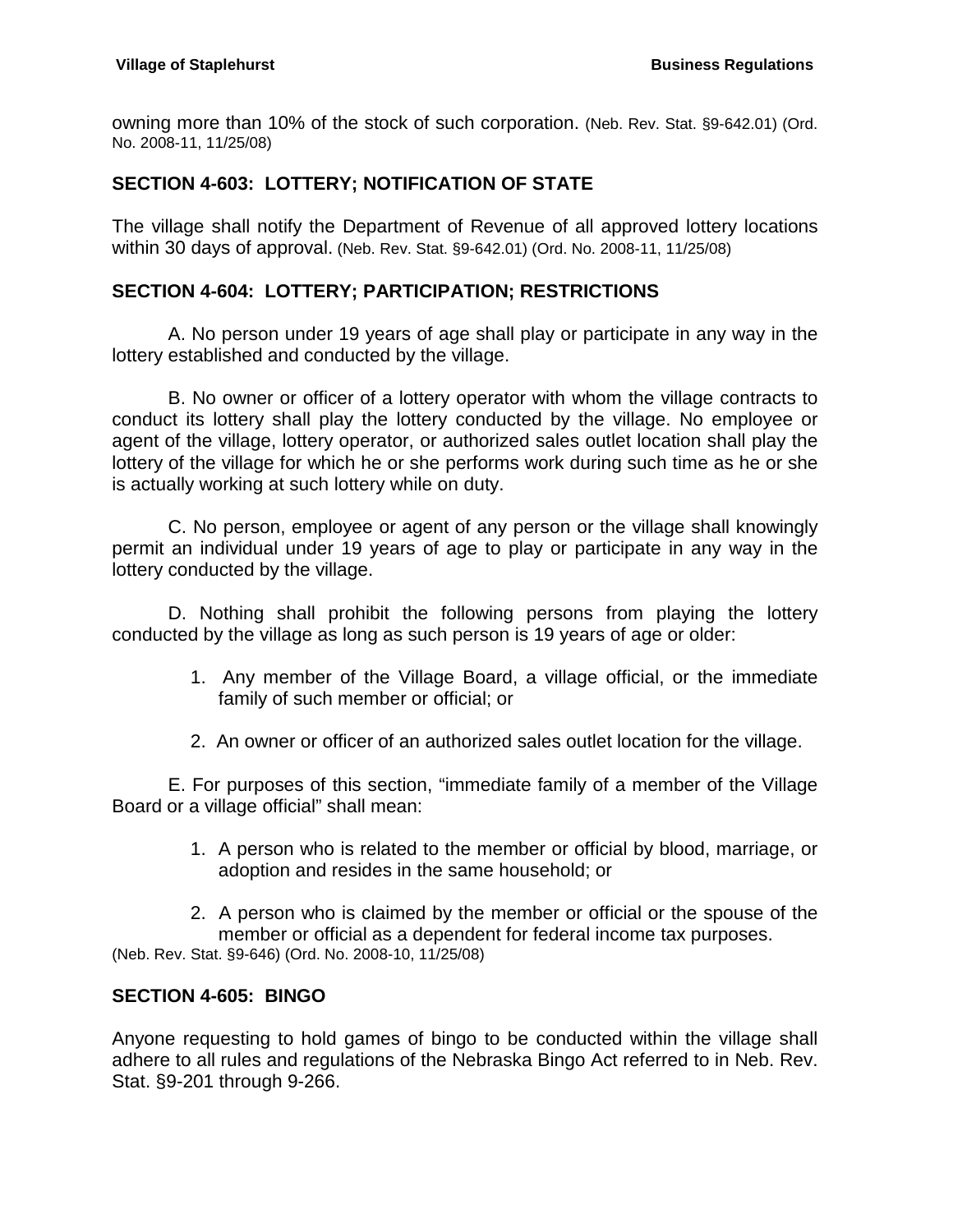owning more than 10% of the stock of such corporation. (Neb. Rev. Stat. §9-642.01) (Ord. No. 2008-11, 11/25/08)

## SECTION 4-603: LOTTERY; NOTIFICATION OF STATE

The village shall notify the Department of Revenue of all approved lottery locations within 30 days of approval. (Neb. Rev. Stat. §9-642.01) (Ord. No. 2008-11, 11/25/08)

## SECTION 4-604: LOTTERY; PARTICIPATION; RESTRICTIONS

A. No person under 19 years of age shall play or participate in any way in the lottery established and conducted by the village.

B. No owner or officer of a lottery operator with whom the village contracts to conduct its lottery shall play the lottery conducted by the village. No employee or agent of the village, lottery operator, or authorized sales outlet location shall play the lottery of the village for which he or she performs work during such time as he or she is actually working at such lottery while on duty.

C. No person, employee or agent of any person or the village shall knowingly permit an individual under 19 years of age to play or participate in any way in the lottery conducted by the village.

D. Nothing shall prohibit the following persons from playing the lottery conducted by the village as long as such person is 19 years of age or older:

1. Any member of the Village Board, a village official, or the immediate family of such member or official; or
2. An owner or officer of an authorized sales outlet location for the village.

E. For purposes of this section, "immediate family of a member of the Village Board or a village official" shall mean:

1. A person who is related to the member or official by blood, marriage, or adoption and resides in the same household; or
2. A person who is claimed by the member or official or the spouse of the member or official as a dependent for federal income tax purposes.

(Neb. Rev. Stat. §9-646) (Ord. No. 2008-10, 11/25/08)

## SECTION 4-605: BINGO

Anyone requesting to hold games of bingo to be conducted within the village shall adhere to all rules and regulations of the Nebraska Bingo Act referred to in Neb. Rev. Stat. §9-201 through 9-266.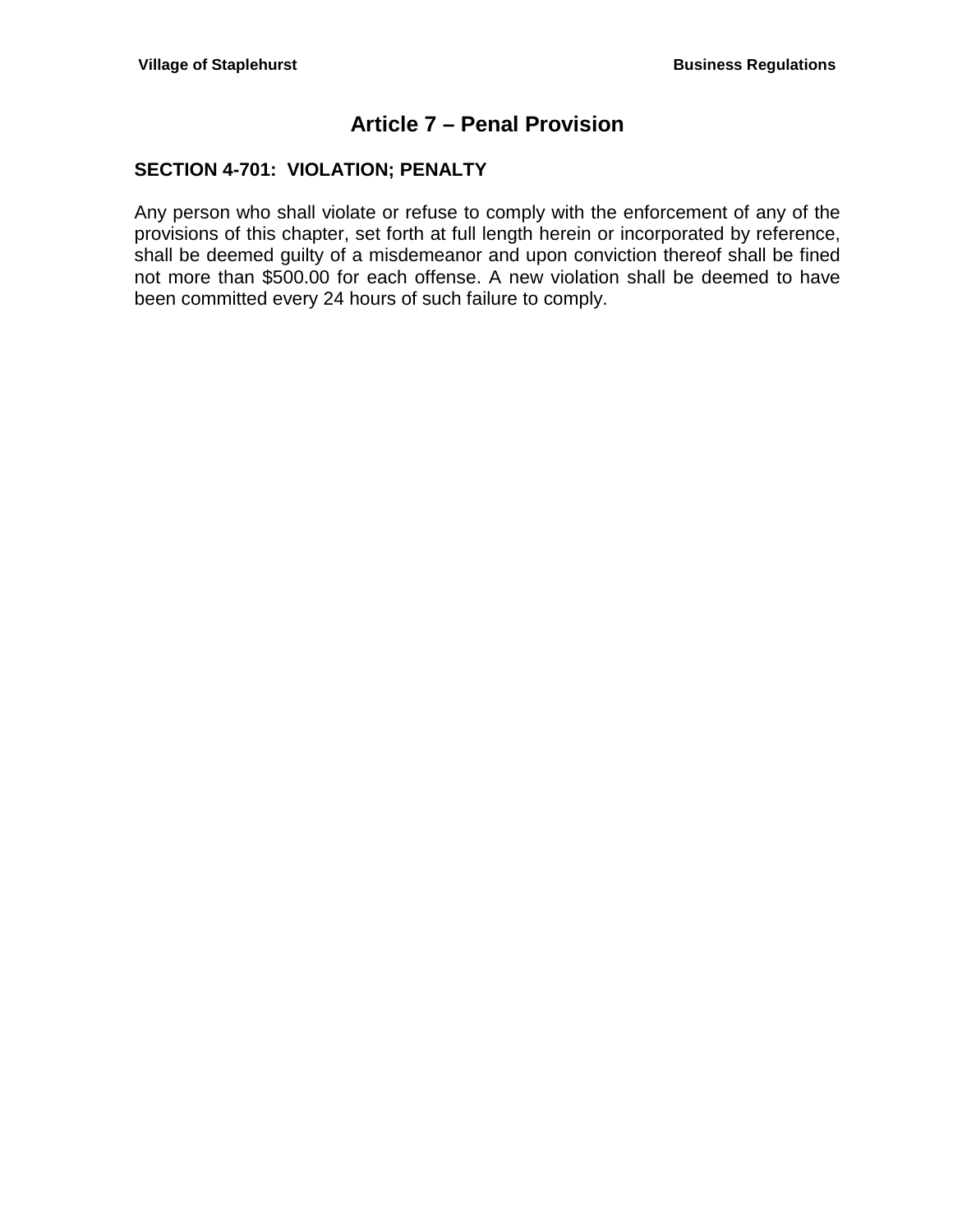# Article 7 – Penal Provision

## SECTION 4-701: VIOLATION; PENALTY

Any person who shall violate or refuse to comply with the enforcement of any of the provisions of this chapter, set forth at full length herein or incorporated by reference, shall be deemed guilty of a misdemeanor and upon conviction thereof shall be fined not more than $500.00 for each offense. A new violation shall be deemed to have been committed every 24 hours of such failure to comply.